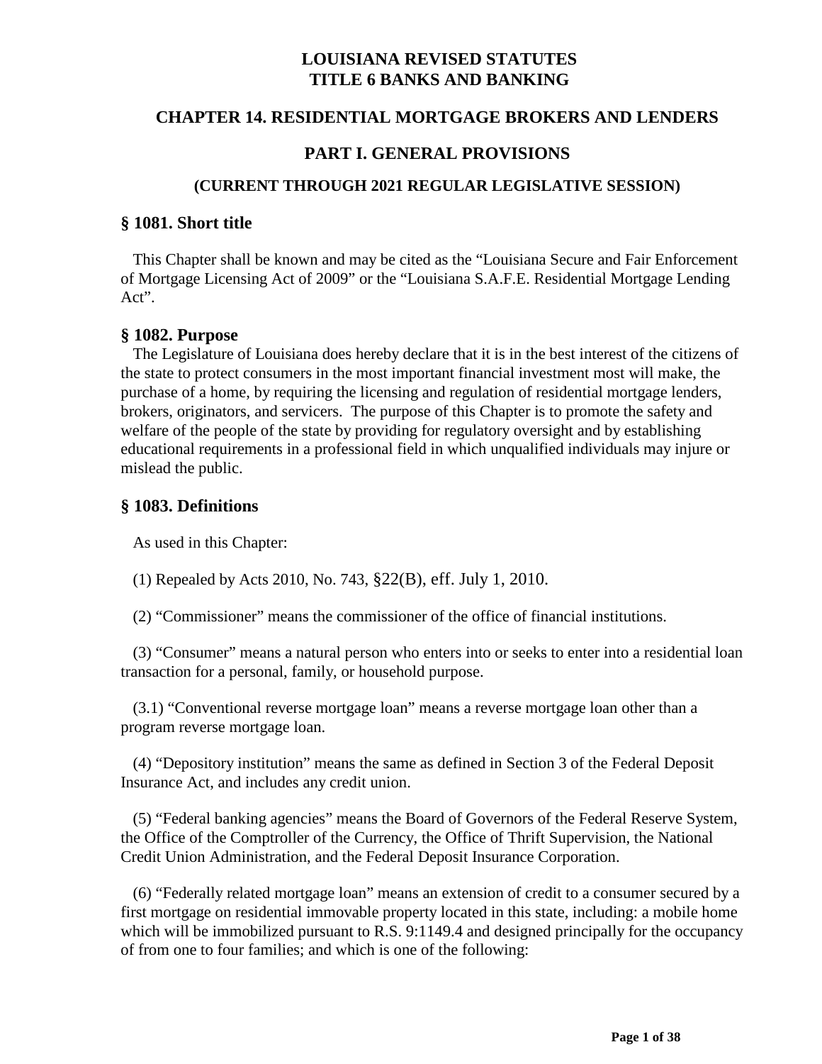# LOUISIANA REVISED STATUTES
# TITLE 6 BANKS AND BANKING

## CHAPTER 14. RESIDENTIAL MORTGAGE BROKERS AND LENDERS

## PART I. GENERAL PROVISIONS

### (CURRENT THROUGH 2021 REGULAR LEGISLATIVE SESSION)

### § 1081. Short title

This Chapter shall be known and may be cited as the "Louisiana Secure and Fair Enforcement of Mortgage Licensing Act of 2009" or the "Louisiana S.A.F.E. Residential Mortgage Lending Act".

### § 1082. Purpose

The Legislature of Louisiana does hereby declare that it is in the best interest of the citizens of the state to protect consumers in the most important financial investment most will make, the purchase of a home, by requiring the licensing and regulation of residential mortgage lenders, brokers, originators, and servicers. The purpose of this Chapter is to promote the safety and welfare of the people of the state by providing for regulatory oversight and by establishing educational requirements in a professional field in which unqualified individuals may injure or mislead the public.

### § 1083. Definitions

As used in this Chapter:

(1) Repealed by Acts 2010, No. 743, §22(B), eff. July 1, 2010.

(2) "Commissioner" means the commissioner of the office of financial institutions.

(3) "Consumer" means a natural person who enters into or seeks to enter into a residential loan transaction for a personal, family, or household purpose.

(3.1) "Conventional reverse mortgage loan" means a reverse mortgage loan other than a program reverse mortgage loan.

(4) "Depository institution" means the same as defined in Section 3 of the Federal Deposit Insurance Act, and includes any credit union.

(5) "Federal banking agencies" means the Board of Governors of the Federal Reserve System, the Office of the Comptroller of the Currency, the Office of Thrift Supervision, the National Credit Union Administration, and the Federal Deposit Insurance Corporation.

(6) "Federally related mortgage loan" means an extension of credit to a consumer secured by a first mortgage on residential immovable property located in this state, including: a mobile home which will be immobilized pursuant to R.S. 9:1149.4 and designed principally for the occupancy of from one to four families; and which is one of the following: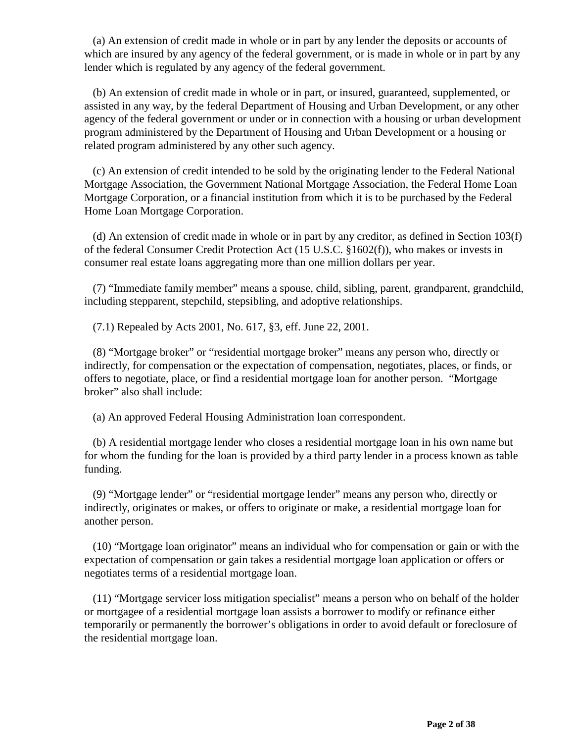(a) An extension of credit made in whole or in part by any lender the deposits or accounts of which are insured by any agency of the federal government, or is made in whole or in part by any lender which is regulated by any agency of the federal government.

(b) An extension of credit made in whole or in part, or insured, guaranteed, supplemented, or assisted in any way, by the federal Department of Housing and Urban Development, or any other agency of the federal government or under or in connection with a housing or urban development program administered by the Department of Housing and Urban Development or a housing or related program administered by any other such agency.

(c) An extension of credit intended to be sold by the originating lender to the Federal National Mortgage Association, the Government National Mortgage Association, the Federal Home Loan Mortgage Corporation, or a financial institution from which it is to be purchased by the Federal Home Loan Mortgage Corporation.

(d) An extension of credit made in whole or in part by any creditor, as defined in Section 103(f) of the federal Consumer Credit Protection Act (15 U.S.C. §1602(f)), who makes or invests in consumer real estate loans aggregating more than one million dollars per year.

(7) "Immediate family member" means a spouse, child, sibling, parent, grandparent, grandchild, including stepparent, stepchild, stepsibling, and adoptive relationships.

(7.1) Repealed by Acts 2001, No. 617, §3, eff. June 22, 2001.

(8) "Mortgage broker" or "residential mortgage broker" means any person who, directly or indirectly, for compensation or the expectation of compensation, negotiates, places, or finds, or offers to negotiate, place, or find a residential mortgage loan for another person. "Mortgage broker" also shall include:

(a) An approved Federal Housing Administration loan correspondent.

(b) A residential mortgage lender who closes a residential mortgage loan in his own name but for whom the funding for the loan is provided by a third party lender in a process known as table funding.

(9) "Mortgage lender" or "residential mortgage lender" means any person who, directly or indirectly, originates or makes, or offers to originate or make, a residential mortgage loan for another person.

(10) "Mortgage loan originator" means an individual who for compensation or gain or with the expectation of compensation or gain takes a residential mortgage loan application or offers or negotiates terms of a residential mortgage loan.

(11) "Mortgage servicer loss mitigation specialist" means a person who on behalf of the holder or mortgagee of a residential mortgage loan assists a borrower to modify or refinance either temporarily or permanently the borrower's obligations in order to avoid default or foreclosure of the residential mortgage loan.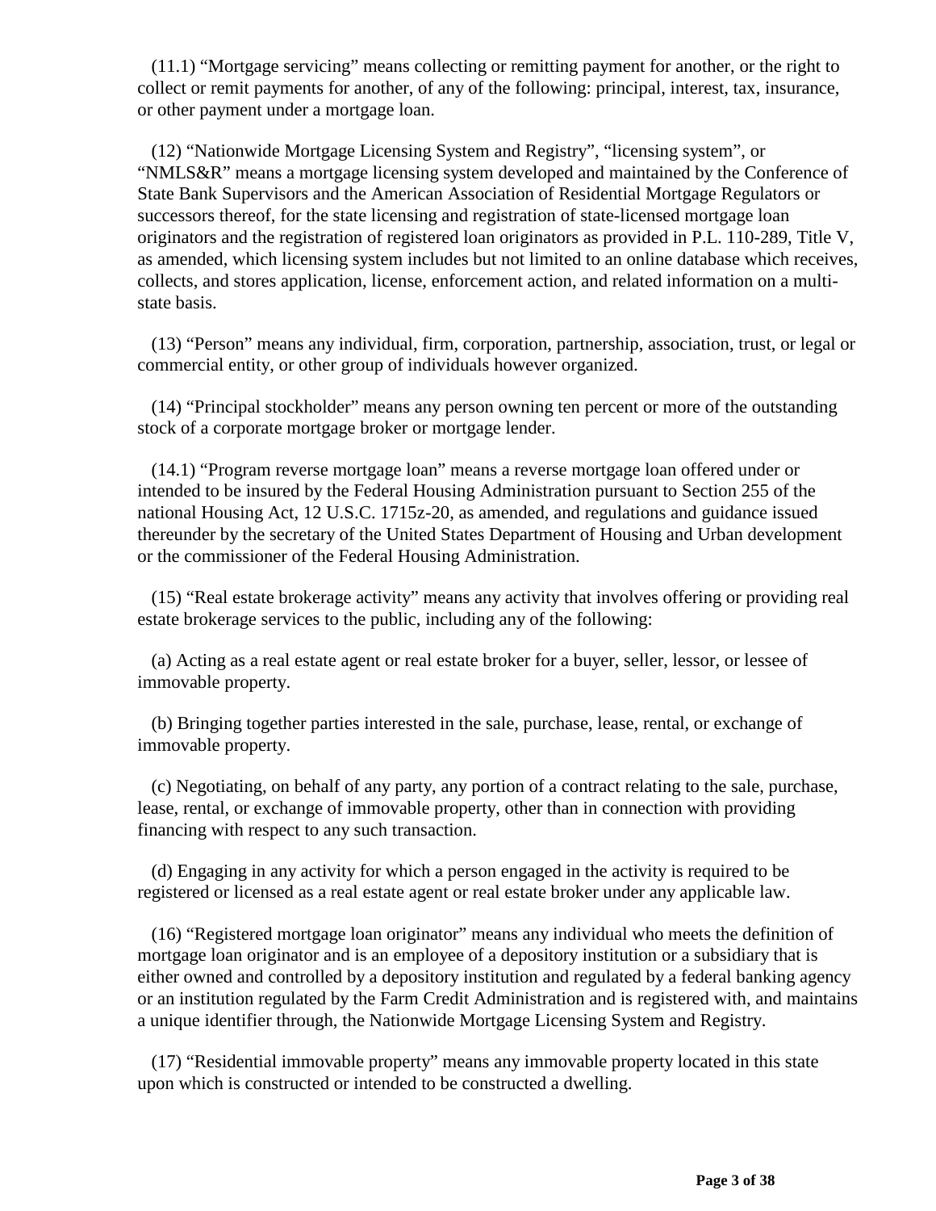(11.1) “Mortgage servicing” means collecting or remitting payment for another, or the right to collect or remit payments for another, of any of the following: principal, interest, tax, insurance, or other payment under a mortgage loan.

(12) “Nationwide Mortgage Licensing System and Registry”, “licensing system”, or “NMLS&R” means a mortgage licensing system developed and maintained by the Conference of State Bank Supervisors and the American Association of Residential Mortgage Regulators or successors thereof, for the state licensing and registration of state-licensed mortgage loan originators and the registration of registered loan originators as provided in P.L. 110-289, Title V, as amended, which licensing system includes but not limited to an online database which receives, collects, and stores application, license, enforcement action, and related information on a multi-state basis.

(13) “Person” means any individual, firm, corporation, partnership, association, trust, or legal or commercial entity, or other group of individuals however organized.

(14) “Principal stockholder” means any person owning ten percent or more of the outstanding stock of a corporate mortgage broker or mortgage lender.

(14.1) “Program reverse mortgage loan” means a reverse mortgage loan offered under or intended to be insured by the Federal Housing Administration pursuant to Section 255 of the national Housing Act, 12 U.S.C. 1715z-20, as amended, and regulations and guidance issued thereunder by the secretary of the United States Department of Housing and Urban development or the commissioner of the Federal Housing Administration.

(15) “Real estate brokerage activity” means any activity that involves offering or providing real estate brokerage services to the public, including any of the following:

(a) Acting as a real estate agent or real estate broker for a buyer, seller, lessor, or lessee of immovable property.

(b) Bringing together parties interested in the sale, purchase, lease, rental, or exchange of immovable property.

(c) Negotiating, on behalf of any party, any portion of a contract relating to the sale, purchase, lease, rental, or exchange of immovable property, other than in connection with providing financing with respect to any such transaction.

(d) Engaging in any activity for which a person engaged in the activity is required to be registered or licensed as a real estate agent or real estate broker under any applicable law.

(16) “Registered mortgage loan originator” means any individual who meets the definition of mortgage loan originator and is an employee of a depository institution or a subsidiary that is either owned and controlled by a depository institution and regulated by a federal banking agency or an institution regulated by the Farm Credit Administration and is registered with, and maintains a unique identifier through, the Nationwide Mortgage Licensing System and Registry.

(17) “Residential immovable property” means any immovable property located in this state upon which is constructed or intended to be constructed a dwelling.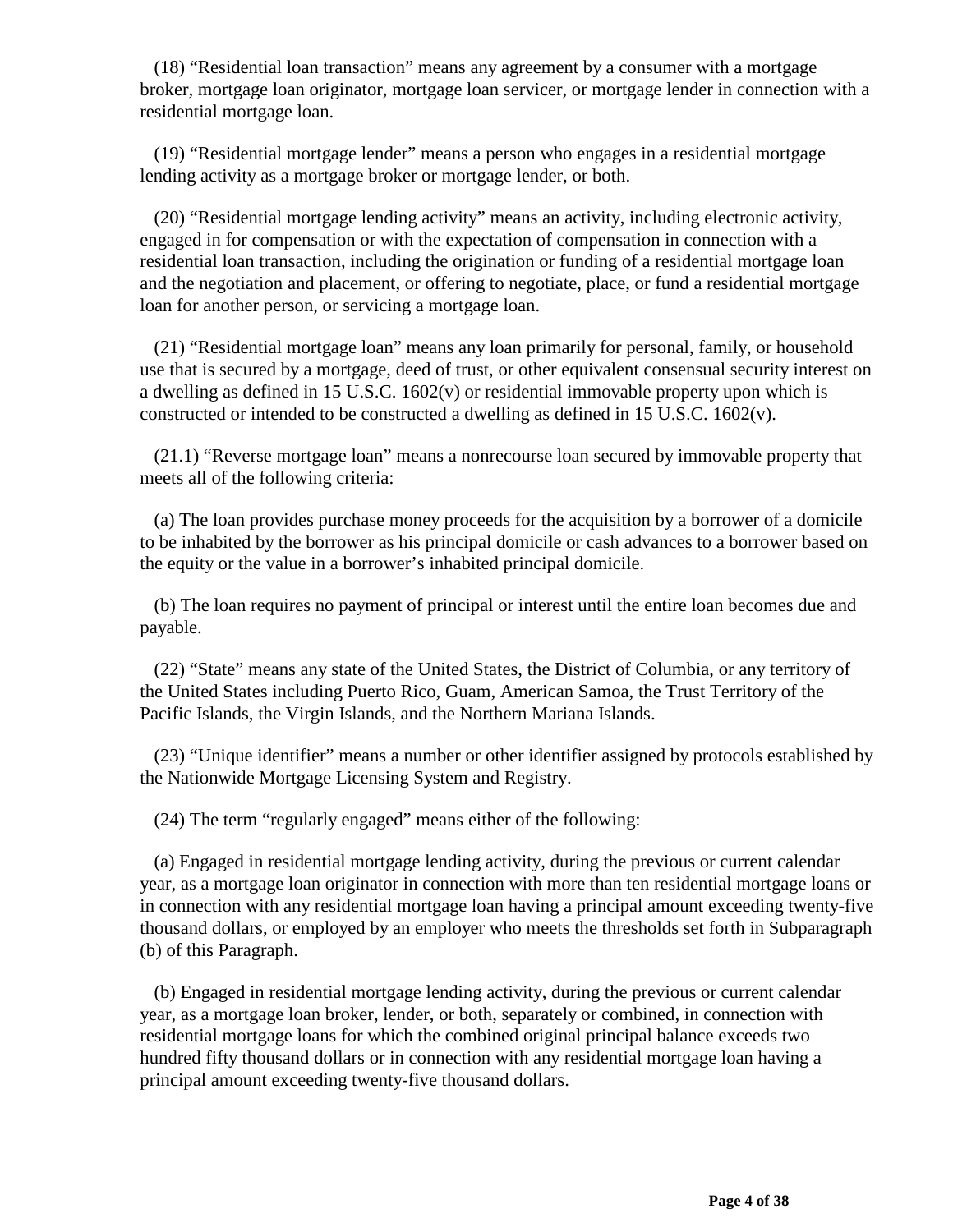(18) “Residential loan transaction” means any agreement by a consumer with a mortgage broker, mortgage loan originator, mortgage loan servicer, or mortgage lender in connection with a residential mortgage loan.

(19) “Residential mortgage lender” means a person who engages in a residential mortgage lending activity as a mortgage broker or mortgage lender, or both.

(20) “Residential mortgage lending activity” means an activity, including electronic activity, engaged in for compensation or with the expectation of compensation in connection with a residential loan transaction, including the origination or funding of a residential mortgage loan and the negotiation and placement, or offering to negotiate, place, or fund a residential mortgage loan for another person, or servicing a mortgage loan.

(21) “Residential mortgage loan” means any loan primarily for personal, family, or household use that is secured by a mortgage, deed of trust, or other equivalent consensual security interest on a dwelling as defined in 15 U.S.C. 1602(v) or residential immovable property upon which is constructed or intended to be constructed a dwelling as defined in 15 U.S.C. 1602(v).

(21.1) “Reverse mortgage loan” means a nonrecourse loan secured by immovable property that meets all of the following criteria:

(a) The loan provides purchase money proceeds for the acquisition by a borrower of a domicile to be inhabited by the borrower as his principal domicile or cash advances to a borrower based on the equity or the value in a borrower’s inhabited principal domicile.

(b) The loan requires no payment of principal or interest until the entire loan becomes due and payable.

(22) “State” means any state of the United States, the District of Columbia, or any territory of the United States including Puerto Rico, Guam, American Samoa, the Trust Territory of the Pacific Islands, the Virgin Islands, and the Northern Mariana Islands.

(23) “Unique identifier” means a number or other identifier assigned by protocols established by the Nationwide Mortgage Licensing System and Registry.

(24) The term “regularly engaged” means either of the following:

(a) Engaged in residential mortgage lending activity, during the previous or current calendar year, as a mortgage loan originator in connection with more than ten residential mortgage loans or in connection with any residential mortgage loan having a principal amount exceeding twenty-five thousand dollars, or employed by an employer who meets the thresholds set forth in Subparagraph (b) of this Paragraph.

(b) Engaged in residential mortgage lending activity, during the previous or current calendar year, as a mortgage loan broker, lender, or both, separately or combined, in connection with residential mortgage loans for which the combined original principal balance exceeds two hundred fifty thousand dollars or in connection with any residential mortgage loan having a principal amount exceeding twenty-five thousand dollars.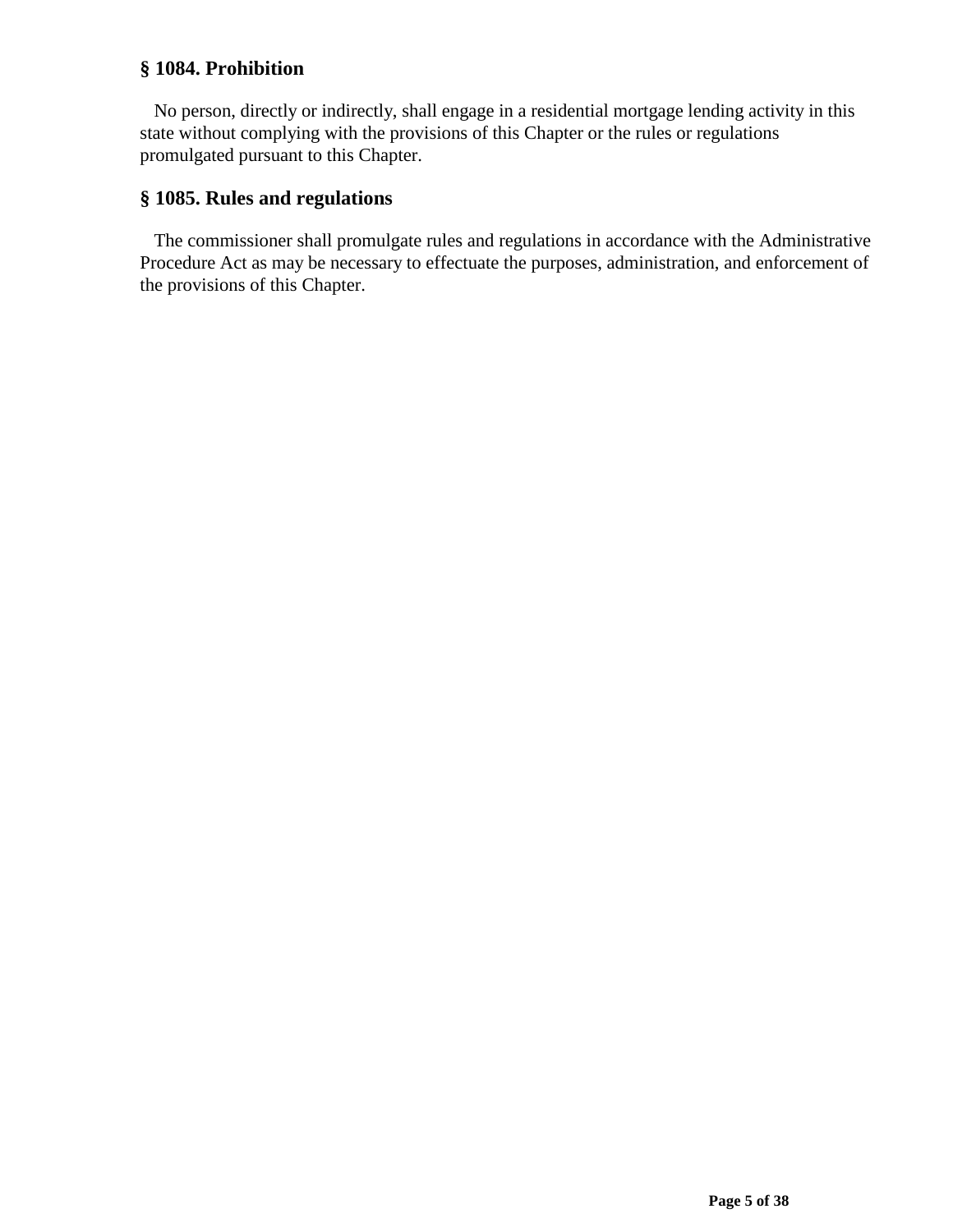### § 1084. Prohibition

No person, directly or indirectly, shall engage in a residential mortgage lending activity in this state without complying with the provisions of this Chapter or the rules or regulations promulgated pursuant to this Chapter.

### § 1085. Rules and regulations

The commissioner shall promulgate rules and regulations in accordance with the Administrative Procedure Act as may be necessary to effectuate the purposes, administration, and enforcement of the provisions of this Chapter.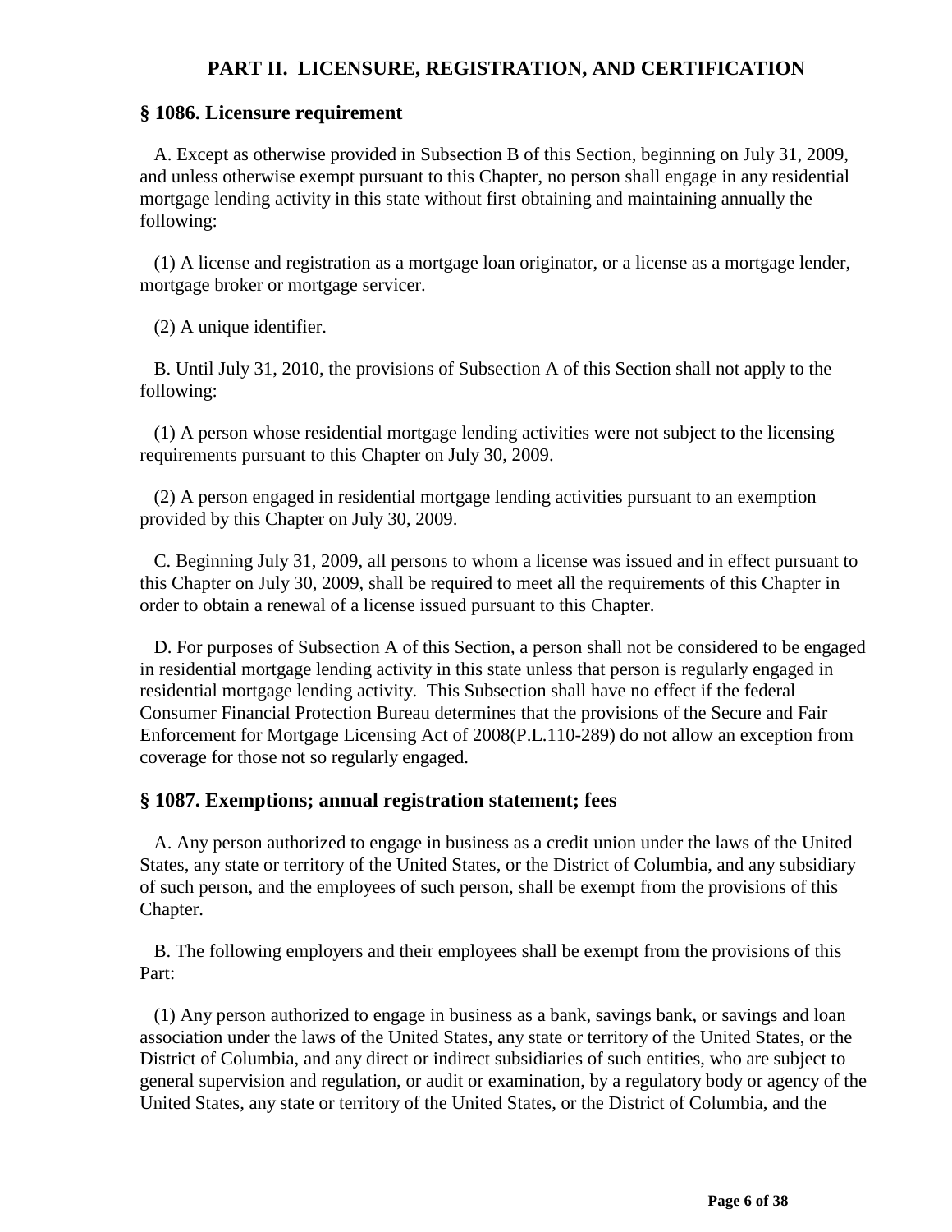## PART II. LICENSURE, REGISTRATION, AND CERTIFICATION

### § 1086. Licensure requirement

A. Except as otherwise provided in Subsection B of this Section, beginning on July 31, 2009, and unless otherwise exempt pursuant to this Chapter, no person shall engage in any residential mortgage lending activity in this state without first obtaining and maintaining annually the following:

(1) A license and registration as a mortgage loan originator, or a license as a mortgage lender, mortgage broker or mortgage servicer.

(2) A unique identifier.

B. Until July 31, 2010, the provisions of Subsection A of this Section shall not apply to the following:

(1) A person whose residential mortgage lending activities were not subject to the licensing requirements pursuant to this Chapter on July 30, 2009.

(2) A person engaged in residential mortgage lending activities pursuant to an exemption provided by this Chapter on July 30, 2009.

C. Beginning July 31, 2009, all persons to whom a license was issued and in effect pursuant to this Chapter on July 30, 2009, shall be required to meet all the requirements of this Chapter in order to obtain a renewal of a license issued pursuant to this Chapter.

D. For purposes of Subsection A of this Section, a person shall not be considered to be engaged in residential mortgage lending activity in this state unless that person is regularly engaged in residential mortgage lending activity. This Subsection shall have no effect if the federal Consumer Financial Protection Bureau determines that the provisions of the Secure and Fair Enforcement for Mortgage Licensing Act of 2008(P.L.110-289) do not allow an exception from coverage for those not so regularly engaged.

### § 1087. Exemptions; annual registration statement; fees

A. Any person authorized to engage in business as a credit union under the laws of the United States, any state or territory of the United States, or the District of Columbia, and any subsidiary of such person, and the employees of such person, shall be exempt from the provisions of this Chapter.

B. The following employers and their employees shall be exempt from the provisions of this Part:

(1) Any person authorized to engage in business as a bank, savings bank, or savings and loan association under the laws of the United States, any state or territory of the United States, or the District of Columbia, and any direct or indirect subsidiaries of such entities, who are subject to general supervision and regulation, or audit or examination, by a regulatory body or agency of the United States, any state or territory of the United States, or the District of Columbia, and the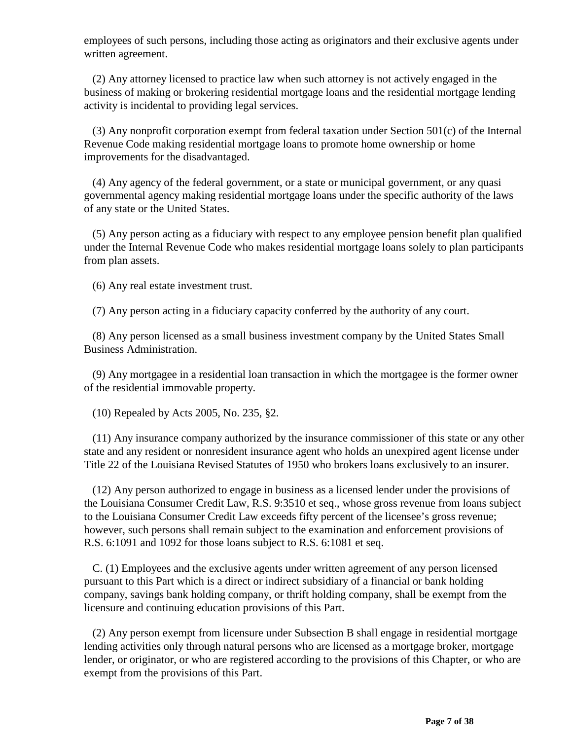employees of such persons, including those acting as originators and their exclusive agents under written agreement.

(2) Any attorney licensed to practice law when such attorney is not actively engaged in the business of making or brokering residential mortgage loans and the residential mortgage lending activity is incidental to providing legal services.

(3) Any nonprofit corporation exempt from federal taxation under Section 501(c) of the Internal Revenue Code making residential mortgage loans to promote home ownership or home improvements for the disadvantaged.

(4) Any agency of the federal government, or a state or municipal government, or any quasi governmental agency making residential mortgage loans under the specific authority of the laws of any state or the United States.

(5) Any person acting as a fiduciary with respect to any employee pension benefit plan qualified under the Internal Revenue Code who makes residential mortgage loans solely to plan participants from plan assets.

(6) Any real estate investment trust.

(7) Any person acting in a fiduciary capacity conferred by the authority of any court.

(8) Any person licensed as a small business investment company by the United States Small Business Administration.

(9) Any mortgagee in a residential loan transaction in which the mortgagee is the former owner of the residential immovable property.

(10) Repealed by Acts 2005, No. 235, §2.

(11) Any insurance company authorized by the insurance commissioner of this state or any other state and any resident or nonresident insurance agent who holds an unexpired agent license under Title 22 of the Louisiana Revised Statutes of 1950 who brokers loans exclusively to an insurer.

(12) Any person authorized to engage in business as a licensed lender under the provisions of the Louisiana Consumer Credit Law, R.S. 9:3510 et seq., whose gross revenue from loans subject to the Louisiana Consumer Credit Law exceeds fifty percent of the licensee's gross revenue; however, such persons shall remain subject to the examination and enforcement provisions of R.S. 6:1091 and 1092 for those loans subject to R.S. 6:1081 et seq.

C. (1) Employees and the exclusive agents under written agreement of any person licensed pursuant to this Part which is a direct or indirect subsidiary of a financial or bank holding company, savings bank holding company, or thrift holding company, shall be exempt from the licensure and continuing education provisions of this Part.

(2) Any person exempt from licensure under Subsection B shall engage in residential mortgage lending activities only through natural persons who are licensed as a mortgage broker, mortgage lender, or originator, or who are registered according to the provisions of this Chapter, or who are exempt from the provisions of this Part.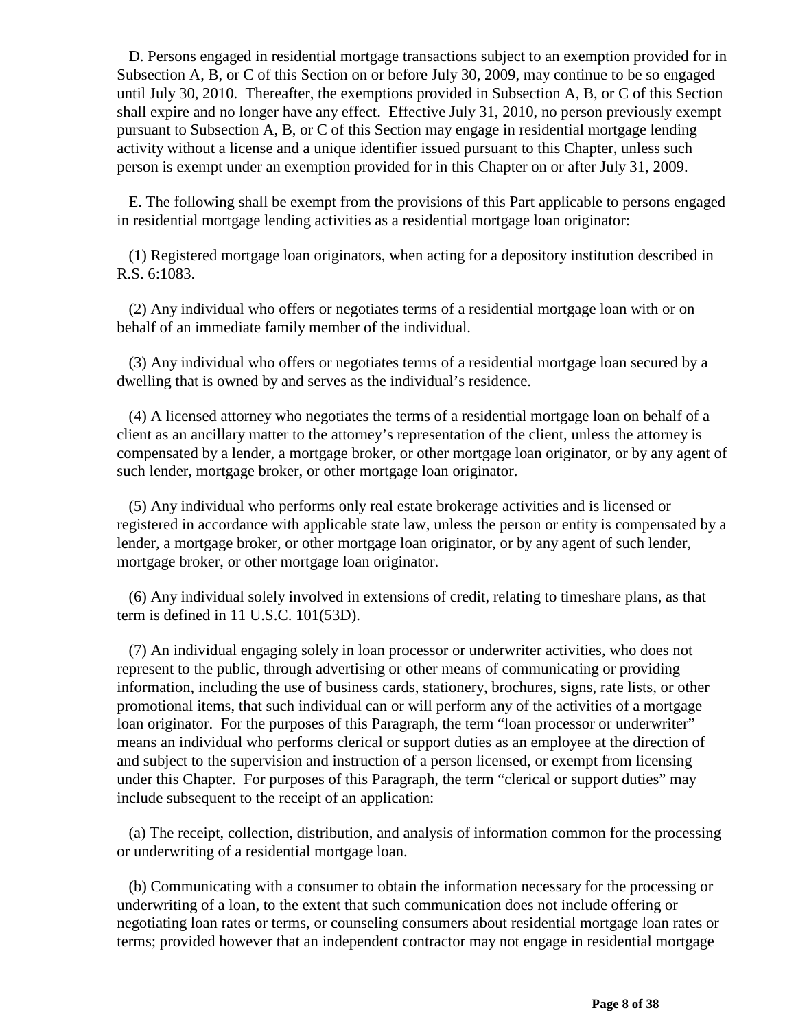D. Persons engaged in residential mortgage transactions subject to an exemption provided for in Subsection A, B, or C of this Section on or before July 30, 2009, may continue to be so engaged until July 30, 2010. Thereafter, the exemptions provided in Subsection A, B, or C of this Section shall expire and no longer have any effect. Effective July 31, 2010, no person previously exempt pursuant to Subsection A, B, or C of this Section may engage in residential mortgage lending activity without a license and a unique identifier issued pursuant to this Chapter, unless such person is exempt under an exemption provided for in this Chapter on or after July 31, 2009.

E. The following shall be exempt from the provisions of this Part applicable to persons engaged in residential mortgage lending activities as a residential mortgage loan originator:

(1) Registered mortgage loan originators, when acting for a depository institution described in R.S. 6:1083.

(2) Any individual who offers or negotiates terms of a residential mortgage loan with or on behalf of an immediate family member of the individual.

(3) Any individual who offers or negotiates terms of a residential mortgage loan secured by a dwelling that is owned by and serves as the individual's residence.

(4) A licensed attorney who negotiates the terms of a residential mortgage loan on behalf of a client as an ancillary matter to the attorney's representation of the client, unless the attorney is compensated by a lender, a mortgage broker, or other mortgage loan originator, or by any agent of such lender, mortgage broker, or other mortgage loan originator.

(5) Any individual who performs only real estate brokerage activities and is licensed or registered in accordance with applicable state law, unless the person or entity is compensated by a lender, a mortgage broker, or other mortgage loan originator, or by any agent of such lender, mortgage broker, or other mortgage loan originator.

(6) Any individual solely involved in extensions of credit, relating to timeshare plans, as that term is defined in 11 U.S.C. 101(53D).

(7) An individual engaging solely in loan processor or underwriter activities, who does not represent to the public, through advertising or other means of communicating or providing information, including the use of business cards, stationery, brochures, signs, rate lists, or other promotional items, that such individual can or will perform any of the activities of a mortgage loan originator. For the purposes of this Paragraph, the term "loan processor or underwriter" means an individual who performs clerical or support duties as an employee at the direction of and subject to the supervision and instruction of a person licensed, or exempt from licensing under this Chapter. For purposes of this Paragraph, the term "clerical or support duties" may include subsequent to the receipt of an application:

(a) The receipt, collection, distribution, and analysis of information common for the processing or underwriting of a residential mortgage loan.

(b) Communicating with a consumer to obtain the information necessary for the processing or underwriting of a loan, to the extent that such communication does not include offering or negotiating loan rates or terms, or counseling consumers about residential mortgage loan rates or terms; provided however that an independent contractor may not engage in residential mortgage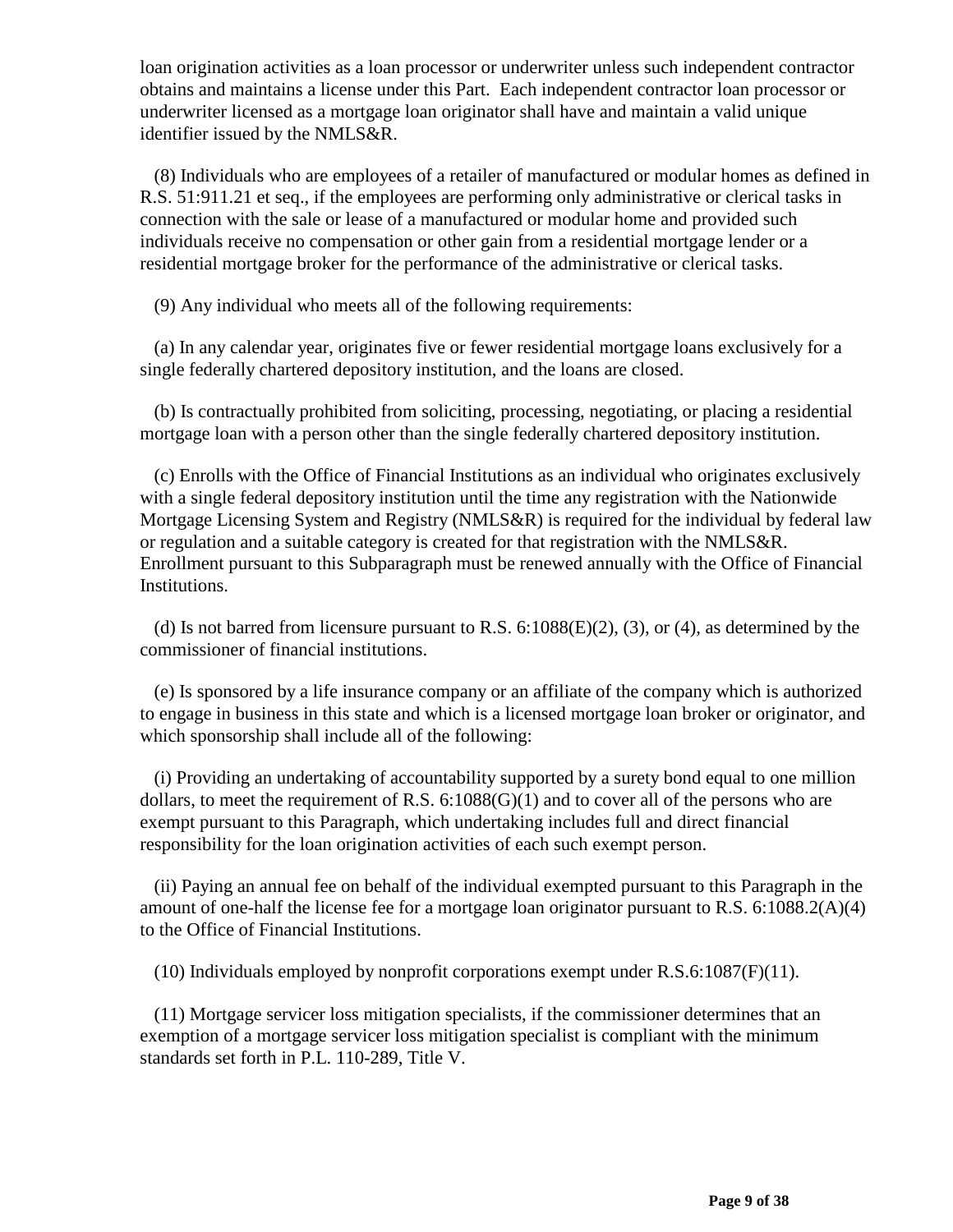loan origination activities as a loan processor or underwriter unless such independent contractor obtains and maintains a license under this Part. Each independent contractor loan processor or underwriter licensed as a mortgage loan originator shall have and maintain a valid unique identifier issued by the NMLS&R.

(8) Individuals who are employees of a retailer of manufactured or modular homes as defined in R.S. 51:911.21 et seq., if the employees are performing only administrative or clerical tasks in connection with the sale or lease of a manufactured or modular home and provided such individuals receive no compensation or other gain from a residential mortgage lender or a residential mortgage broker for the performance of the administrative or clerical tasks.

(9) Any individual who meets all of the following requirements:

(a) In any calendar year, originates five or fewer residential mortgage loans exclusively for a single federally chartered depository institution, and the loans are closed.

(b) Is contractually prohibited from soliciting, processing, negotiating, or placing a residential mortgage loan with a person other than the single federally chartered depository institution.

(c) Enrolls with the Office of Financial Institutions as an individual who originates exclusively with a single federal depository institution until the time any registration with the Nationwide Mortgage Licensing System and Registry (NMLS&R) is required for the individual by federal law or regulation and a suitable category is created for that registration with the NMLS&R. Enrollment pursuant to this Subparagraph must be renewed annually with the Office of Financial Institutions.

(d) Is not barred from licensure pursuant to R.S. 6:1088(E)(2), (3), or (4), as determined by the commissioner of financial institutions.

(e) Is sponsored by a life insurance company or an affiliate of the company which is authorized to engage in business in this state and which is a licensed mortgage loan broker or originator, and which sponsorship shall include all of the following:

(i) Providing an undertaking of accountability supported by a surety bond equal to one million dollars, to meet the requirement of R.S. 6:1088(G)(1) and to cover all of the persons who are exempt pursuant to this Paragraph, which undertaking includes full and direct financial responsibility for the loan origination activities of each such exempt person.

(ii) Paying an annual fee on behalf of the individual exempted pursuant to this Paragraph in the amount of one-half the license fee for a mortgage loan originator pursuant to R.S. 6:1088.2(A)(4) to the Office of Financial Institutions.

(10) Individuals employed by nonprofit corporations exempt under R.S.6:1087(F)(11).

(11) Mortgage servicer loss mitigation specialists, if the commissioner determines that an exemption of a mortgage servicer loss mitigation specialist is compliant with the minimum standards set forth in P.L. 110-289, Title V.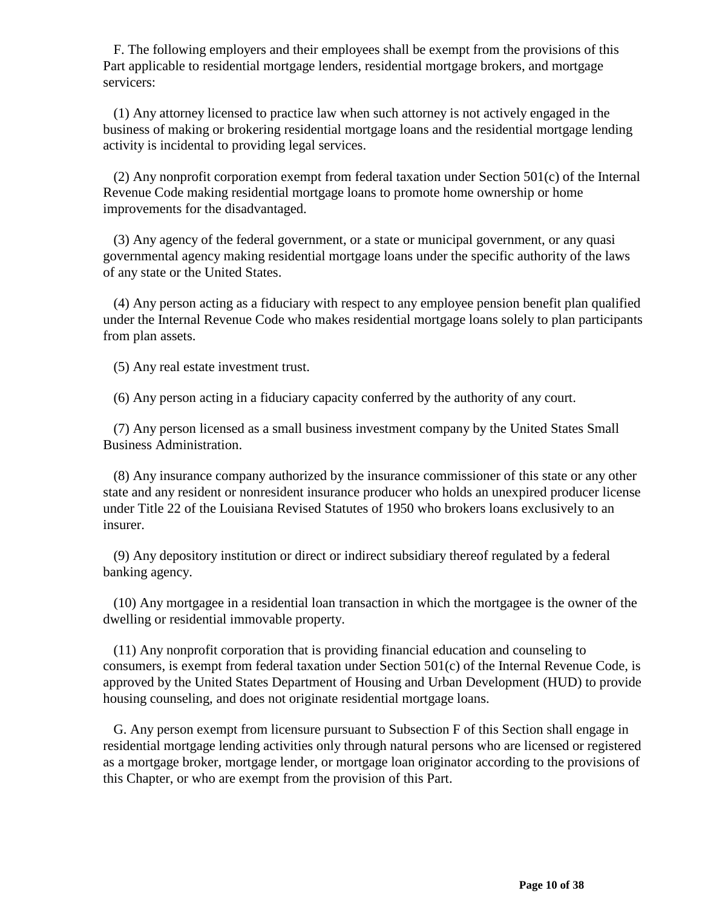F. The following employers and their employees shall be exempt from the provisions of this Part applicable to residential mortgage lenders, residential mortgage brokers, and mortgage servicers:

(1) Any attorney licensed to practice law when such attorney is not actively engaged in the business of making or brokering residential mortgage loans and the residential mortgage lending activity is incidental to providing legal services.

(2) Any nonprofit corporation exempt from federal taxation under Section 501(c) of the Internal Revenue Code making residential mortgage loans to promote home ownership or home improvements for the disadvantaged.

(3) Any agency of the federal government, or a state or municipal government, or any quasi governmental agency making residential mortgage loans under the specific authority of the laws of any state or the United States.

(4) Any person acting as a fiduciary with respect to any employee pension benefit plan qualified under the Internal Revenue Code who makes residential mortgage loans solely to plan participants from plan assets.

(5) Any real estate investment trust.

(6) Any person acting in a fiduciary capacity conferred by the authority of any court.

(7) Any person licensed as a small business investment company by the United States Small Business Administration.

(8) Any insurance company authorized by the insurance commissioner of this state or any other state and any resident or nonresident insurance producer who holds an unexpired producer license under Title 22 of the Louisiana Revised Statutes of 1950 who brokers loans exclusively to an insurer.

(9) Any depository institution or direct or indirect subsidiary thereof regulated by a federal banking agency.

(10) Any mortgagee in a residential loan transaction in which the mortgagee is the owner of the dwelling or residential immovable property.

(11) Any nonprofit corporation that is providing financial education and counseling to consumers, is exempt from federal taxation under Section 501(c) of the Internal Revenue Code, is approved by the United States Department of Housing and Urban Development (HUD) to provide housing counseling, and does not originate residential mortgage loans.

G. Any person exempt from licensure pursuant to Subsection F of this Section shall engage in residential mortgage lending activities only through natural persons who are licensed or registered as a mortgage broker, mortgage lender, or mortgage loan originator according to the provisions of this Chapter, or who are exempt from the provision of this Part.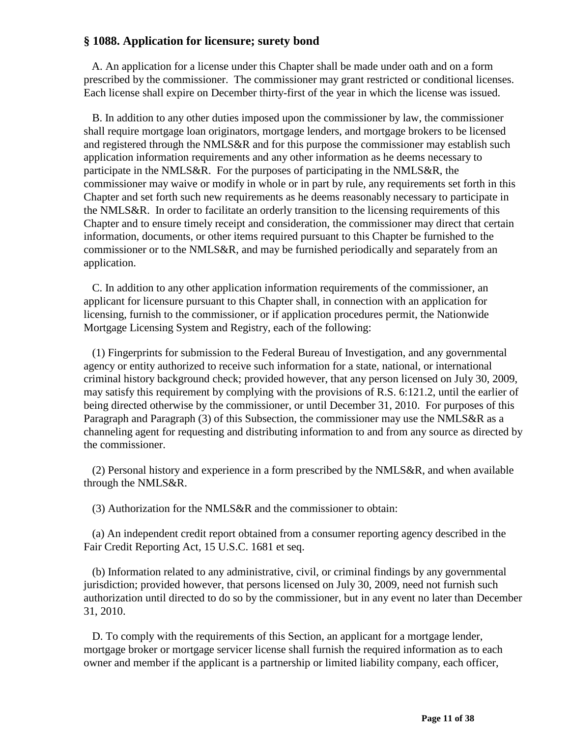## § 1088. Application for licensure; surety bond

A. An application for a license under this Chapter shall be made under oath and on a form prescribed by the commissioner. The commissioner may grant restricted or conditional licenses. Each license shall expire on December thirty-first of the year in which the license was issued.

B. In addition to any other duties imposed upon the commissioner by law, the commissioner shall require mortgage loan originators, mortgage lenders, and mortgage brokers to be licensed and registered through the NMLS&R and for this purpose the commissioner may establish such application information requirements and any other information as he deems necessary to participate in the NMLS&R. For the purposes of participating in the NMLS&R, the commissioner may waive or modify in whole or in part by rule, any requirements set forth in this Chapter and set forth such new requirements as he deems reasonably necessary to participate in the NMLS&R. In order to facilitate an orderly transition to the licensing requirements of this Chapter and to ensure timely receipt and consideration, the commissioner may direct that certain information, documents, or other items required pursuant to this Chapter be furnished to the commissioner or to the NMLS&R, and may be furnished periodically and separately from an application.

C. In addition to any other application information requirements of the commissioner, an applicant for licensure pursuant to this Chapter shall, in connection with an application for licensing, furnish to the commissioner, or if application procedures permit, the Nationwide Mortgage Licensing System and Registry, each of the following:

(1) Fingerprints for submission to the Federal Bureau of Investigation, and any governmental agency or entity authorized to receive such information for a state, national, or international criminal history background check; provided however, that any person licensed on July 30, 2009, may satisfy this requirement by complying with the provisions of R.S. 6:121.2, until the earlier of being directed otherwise by the commissioner, or until December 31, 2010. For purposes of this Paragraph and Paragraph (3) of this Subsection, the commissioner may use the NMLS&R as a channeling agent for requesting and distributing information to and from any source as directed by the commissioner.

(2) Personal history and experience in a form prescribed by the NMLS&R, and when available through the NMLS&R.

(3) Authorization for the NMLS&R and the commissioner to obtain:

(a) An independent credit report obtained from a consumer reporting agency described in the Fair Credit Reporting Act, 15 U.S.C. 1681 et seq.

(b) Information related to any administrative, civil, or criminal findings by any governmental jurisdiction; provided however, that persons licensed on July 30, 2009, need not furnish such authorization until directed to do so by the commissioner, but in any event no later than December 31, 2010.

D. To comply with the requirements of this Section, an applicant for a mortgage lender, mortgage broker or mortgage servicer license shall furnish the required information as to each owner and member if the applicant is a partnership or limited liability company, each officer,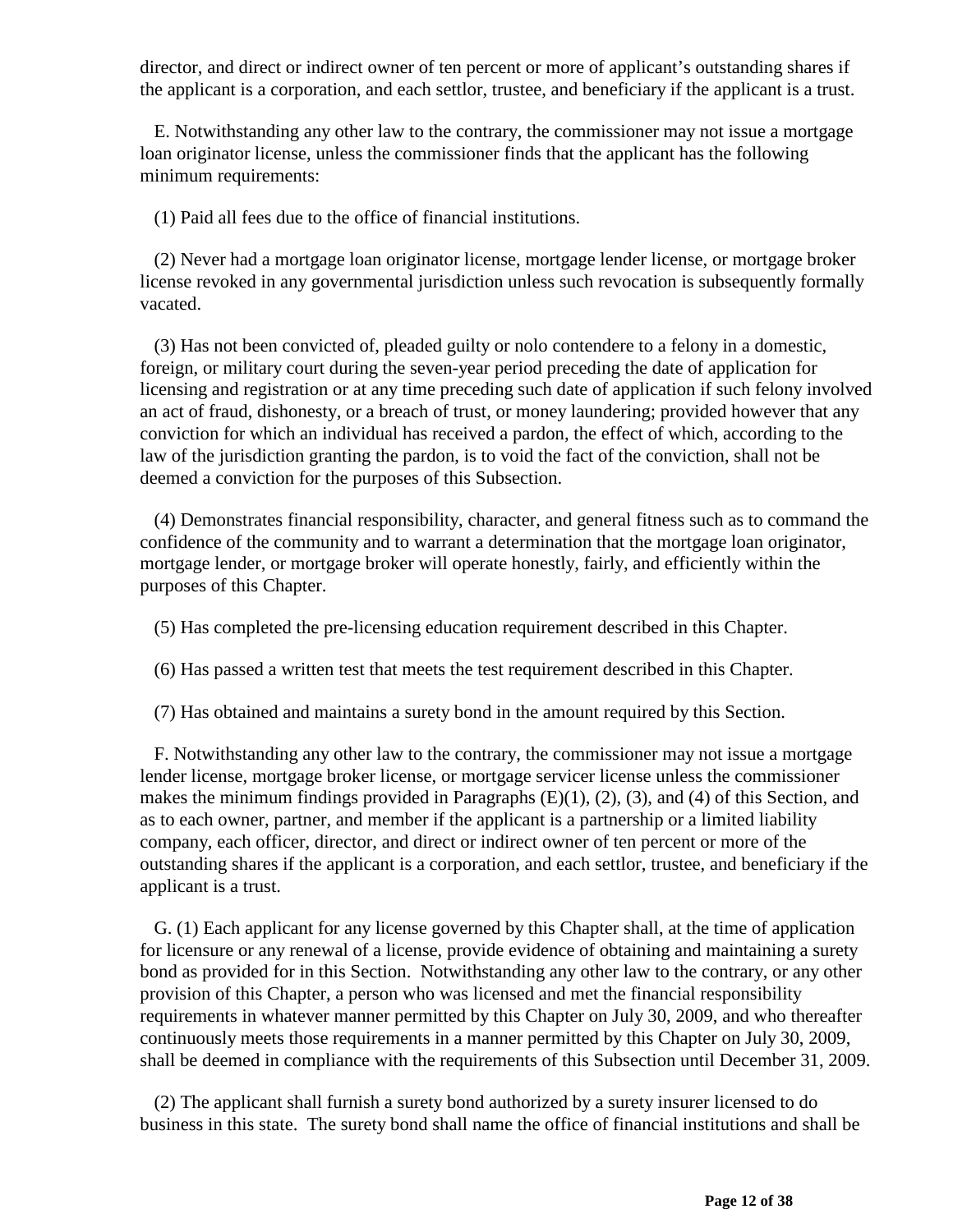director, and direct or indirect owner of ten percent or more of applicant's outstanding shares if the applicant is a corporation, and each settlor, trustee, and beneficiary if the applicant is a trust.

E. Notwithstanding any other law to the contrary, the commissioner may not issue a mortgage loan originator license, unless the commissioner finds that the applicant has the following minimum requirements:

(1) Paid all fees due to the office of financial institutions.

(2) Never had a mortgage loan originator license, mortgage lender license, or mortgage broker license revoked in any governmental jurisdiction unless such revocation is subsequently formally vacated.

(3) Has not been convicted of, pleaded guilty or nolo contendere to a felony in a domestic, foreign, or military court during the seven-year period preceding the date of application for licensing and registration or at any time preceding such date of application if such felony involved an act of fraud, dishonesty, or a breach of trust, or money laundering; provided however that any conviction for which an individual has received a pardon, the effect of which, according to the law of the jurisdiction granting the pardon, is to void the fact of the conviction, shall not be deemed a conviction for the purposes of this Subsection.

(4) Demonstrates financial responsibility, character, and general fitness such as to command the confidence of the community and to warrant a determination that the mortgage loan originator, mortgage lender, or mortgage broker will operate honestly, fairly, and efficiently within the purposes of this Chapter.

(5) Has completed the pre-licensing education requirement described in this Chapter.

(6) Has passed a written test that meets the test requirement described in this Chapter.

(7) Has obtained and maintains a surety bond in the amount required by this Section.

F. Notwithstanding any other law to the contrary, the commissioner may not issue a mortgage lender license, mortgage broker license, or mortgage servicer license unless the commissioner makes the minimum findings provided in Paragraphs (E)(1), (2), (3), and (4) of this Section, and as to each owner, partner, and member if the applicant is a partnership or a limited liability company, each officer, director, and direct or indirect owner of ten percent or more of the outstanding shares if the applicant is a corporation, and each settlor, trustee, and beneficiary if the applicant is a trust.

G. (1) Each applicant for any license governed by this Chapter shall, at the time of application for licensure or any renewal of a license, provide evidence of obtaining and maintaining a surety bond as provided for in this Section. Notwithstanding any other law to the contrary, or any other provision of this Chapter, a person who was licensed and met the financial responsibility requirements in whatever manner permitted by this Chapter on July 30, 2009, and who thereafter continuously meets those requirements in a manner permitted by this Chapter on July 30, 2009, shall be deemed in compliance with the requirements of this Subsection until December 31, 2009.

(2) The applicant shall furnish a surety bond authorized by a surety insurer licensed to do business in this state. The surety bond shall name the office of financial institutions and shall be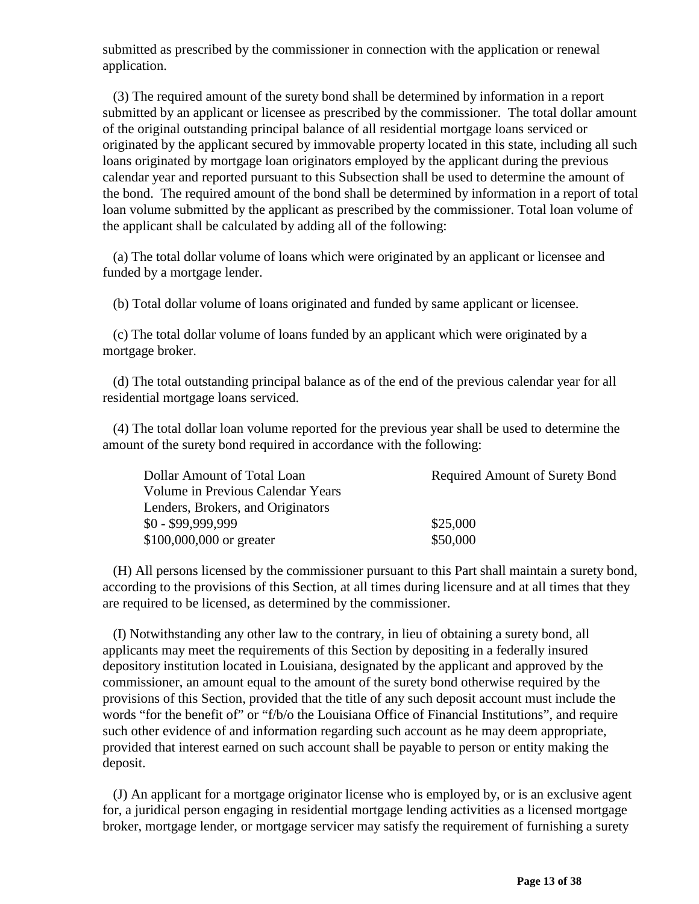submitted as prescribed by the commissioner in connection with the application or renewal application.

(3) The required amount of the surety bond shall be determined by information in a report submitted by an applicant or licensee as prescribed by the commissioner. The total dollar amount of the original outstanding principal balance of all residential mortgage loans serviced or originated by the applicant secured by immovable property located in this state, including all such loans originated by mortgage loan originators employed by the applicant during the previous calendar year and reported pursuant to this Subsection shall be used to determine the amount of the bond. The required amount of the bond shall be determined by information in a report of total loan volume submitted by the applicant as prescribed by the commissioner. Total loan volume of the applicant shall be calculated by adding all of the following:

(a) The total dollar volume of loans which were originated by an applicant or licensee and funded by a mortgage lender.

(b) Total dollar volume of loans originated and funded by same applicant or licensee.

(c) The total dollar volume of loans funded by an applicant which were originated by a mortgage broker.

(d) The total outstanding principal balance as of the end of the previous calendar year for all residential mortgage loans serviced.

(4) The total dollar loan volume reported for the previous year shall be used to determine the amount of the surety bond required in accordance with the following:

| Dollar Amount of Total Loan Volume in Previous Calendar Years Lenders, Brokers, and Originators | Required Amount of Surety Bond |
|---|---|
| $0 - $99,999,999 | $25,000 |
| $100,000,000 or greater | $50,000 |

(H) All persons licensed by the commissioner pursuant to this Part shall maintain a surety bond, according to the provisions of this Section, at all times during licensure and at all times that they are required to be licensed, as determined by the commissioner.

(I) Notwithstanding any other law to the contrary, in lieu of obtaining a surety bond, all applicants may meet the requirements of this Section by depositing in a federally insured depository institution located in Louisiana, designated by the applicant and approved by the commissioner, an amount equal to the amount of the surety bond otherwise required by the provisions of this Section, provided that the title of any such deposit account must include the words "for the benefit of" or "f/b/o the Louisiana Office of Financial Institutions", and require such other evidence of and information regarding such account as he may deem appropriate, provided that interest earned on such account shall be payable to person or entity making the deposit.

(J) An applicant for a mortgage originator license who is employed by, or is an exclusive agent for, a juridical person engaging in residential mortgage lending activities as a licensed mortgage broker, mortgage lender, or mortgage servicer may satisfy the requirement of furnishing a surety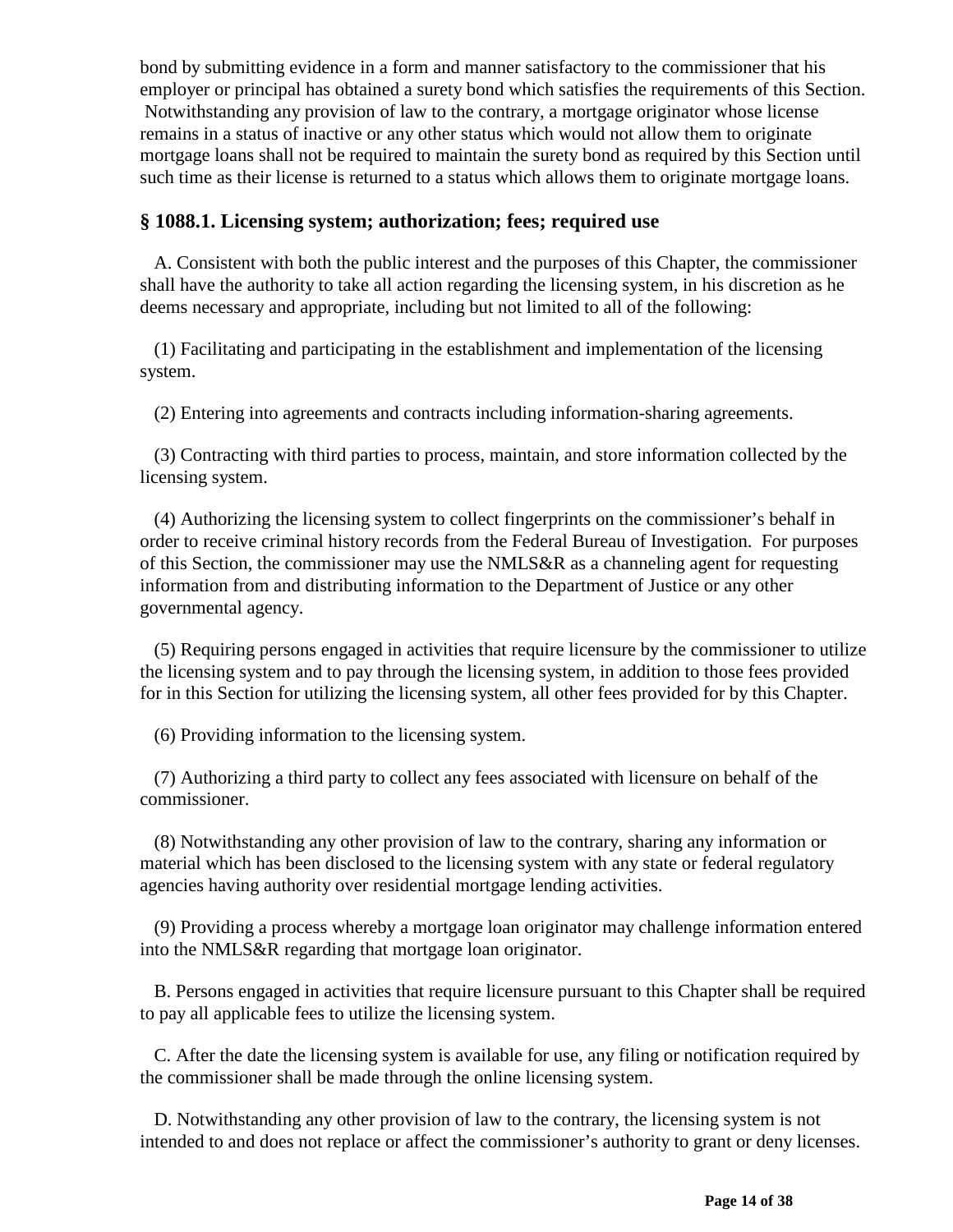bond by submitting evidence in a form and manner satisfactory to the commissioner that his employer or principal has obtained a surety bond which satisfies the requirements of this Section. Notwithstanding any provision of law to the contrary, a mortgage originator whose license remains in a status of inactive or any other status which would not allow them to originate mortgage loans shall not be required to maintain the surety bond as required by this Section until such time as their license is returned to a status which allows them to originate mortgage loans.

### § 1088.1. Licensing system; authorization; fees; required use

A. Consistent with both the public interest and the purposes of this Chapter, the commissioner shall have the authority to take all action regarding the licensing system, in his discretion as he deems necessary and appropriate, including but not limited to all of the following:

(1) Facilitating and participating in the establishment and implementation of the licensing system.

(2) Entering into agreements and contracts including information-sharing agreements.

(3) Contracting with third parties to process, maintain, and store information collected by the licensing system.

(4) Authorizing the licensing system to collect fingerprints on the commissioner's behalf in order to receive criminal history records from the Federal Bureau of Investigation. For purposes of this Section, the commissioner may use the NMLS&R as a channeling agent for requesting information from and distributing information to the Department of Justice or any other governmental agency.

(5) Requiring persons engaged in activities that require licensure by the commissioner to utilize the licensing system and to pay through the licensing system, in addition to those fees provided for in this Section for utilizing the licensing system, all other fees provided for by this Chapter.

(6) Providing information to the licensing system.

(7) Authorizing a third party to collect any fees associated with licensure on behalf of the commissioner.

(8) Notwithstanding any other provision of law to the contrary, sharing any information or material which has been disclosed to the licensing system with any state or federal regulatory agencies having authority over residential mortgage lending activities.

(9) Providing a process whereby a mortgage loan originator may challenge information entered into the NMLS&R regarding that mortgage loan originator.

B. Persons engaged in activities that require licensure pursuant to this Chapter shall be required to pay all applicable fees to utilize the licensing system.

C. After the date the licensing system is available for use, any filing or notification required by the commissioner shall be made through the online licensing system.

D. Notwithstanding any other provision of law to the contrary, the licensing system is not intended to and does not replace or affect the commissioner's authority to grant or deny licenses.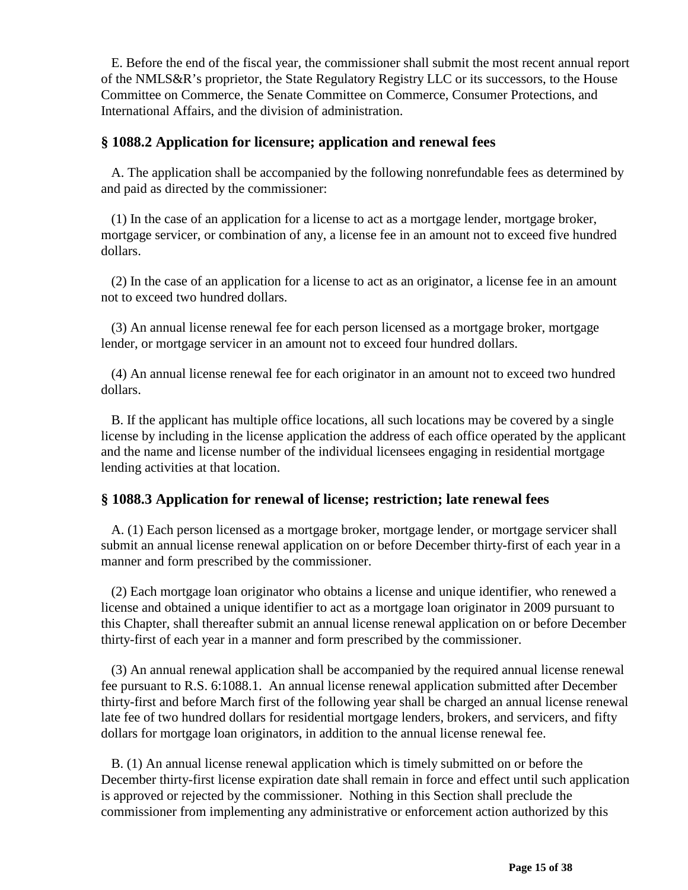E. Before the end of the fiscal year, the commissioner shall submit the most recent annual report of the NMLS&R's proprietor, the State Regulatory Registry LLC or its successors, to the House Committee on Commerce, the Senate Committee on Commerce, Consumer Protections, and International Affairs, and the division of administration.

### § 1088.2 Application for licensure; application and renewal fees

A. The application shall be accompanied by the following nonrefundable fees as determined by and paid as directed by the commissioner:

(1) In the case of an application for a license to act as a mortgage lender, mortgage broker, mortgage servicer, or combination of any, a license fee in an amount not to exceed five hundred dollars.

(2) In the case of an application for a license to act as an originator, a license fee in an amount not to exceed two hundred dollars.

(3) An annual license renewal fee for each person licensed as a mortgage broker, mortgage lender, or mortgage servicer in an amount not to exceed four hundred dollars.

(4) An annual license renewal fee for each originator in an amount not to exceed two hundred dollars.

B. If the applicant has multiple office locations, all such locations may be covered by a single license by including in the license application the address of each office operated by the applicant and the name and license number of the individual licensees engaging in residential mortgage lending activities at that location.

### § 1088.3 Application for renewal of license; restriction; late renewal fees

A. (1) Each person licensed as a mortgage broker, mortgage lender, or mortgage servicer shall submit an annual license renewal application on or before December thirty-first of each year in a manner and form prescribed by the commissioner.

(2) Each mortgage loan originator who obtains a license and unique identifier, who renewed a license and obtained a unique identifier to act as a mortgage loan originator in 2009 pursuant to this Chapter, shall thereafter submit an annual license renewal application on or before December thirty-first of each year in a manner and form prescribed by the commissioner.

(3) An annual renewal application shall be accompanied by the required annual license renewal fee pursuant to R.S. 6:1088.1. An annual license renewal application submitted after December thirty-first and before March first of the following year shall be charged an annual license renewal late fee of two hundred dollars for residential mortgage lenders, brokers, and servicers, and fifty dollars for mortgage loan originators, in addition to the annual license renewal fee.

B. (1) An annual license renewal application which is timely submitted on or before the December thirty-first license expiration date shall remain in force and effect until such application is approved or rejected by the commissioner. Nothing in this Section shall preclude the commissioner from implementing any administrative or enforcement action authorized by this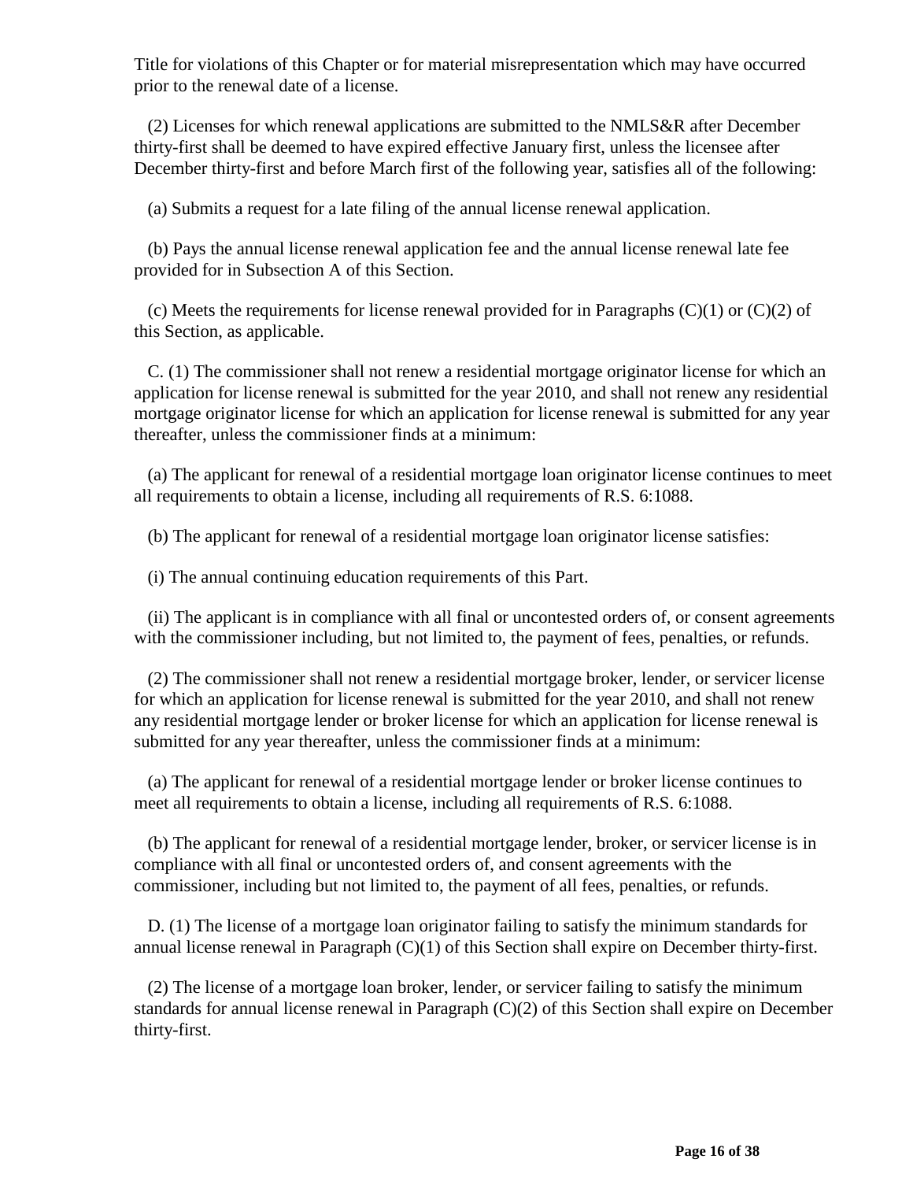Title for violations of this Chapter or for material misrepresentation which may have occurred prior to the renewal date of a license.

(2) Licenses for which renewal applications are submitted to the NMLS&R after December thirty-first shall be deemed to have expired effective January first, unless the licensee after December thirty-first and before March first of the following year, satisfies all of the following:

(a) Submits a request for a late filing of the annual license renewal application.

(b) Pays the annual license renewal application fee and the annual license renewal late fee provided for in Subsection A of this Section.

(c) Meets the requirements for license renewal provided for in Paragraphs (C)(1) or (C)(2) of this Section, as applicable.

C. (1) The commissioner shall not renew a residential mortgage originator license for which an application for license renewal is submitted for the year 2010, and shall not renew any residential mortgage originator license for which an application for license renewal is submitted for any year thereafter, unless the commissioner finds at a minimum:

(a) The applicant for renewal of a residential mortgage loan originator license continues to meet all requirements to obtain a license, including all requirements of R.S. 6:1088.

(b) The applicant for renewal of a residential mortgage loan originator license satisfies:

(i) The annual continuing education requirements of this Part.

(ii) The applicant is in compliance with all final or uncontested orders of, or consent agreements with the commissioner including, but not limited to, the payment of fees, penalties, or refunds.

(2) The commissioner shall not renew a residential mortgage broker, lender, or servicer license for which an application for license renewal is submitted for the year 2010, and shall not renew any residential mortgage lender or broker license for which an application for license renewal is submitted for any year thereafter, unless the commissioner finds at a minimum:

(a) The applicant for renewal of a residential mortgage lender or broker license continues to meet all requirements to obtain a license, including all requirements of R.S. 6:1088.

(b) The applicant for renewal of a residential mortgage lender, broker, or servicer license is in compliance with all final or uncontested orders of, and consent agreements with the commissioner, including but not limited to, the payment of all fees, penalties, or refunds.

D. (1) The license of a mortgage loan originator failing to satisfy the minimum standards for annual license renewal in Paragraph (C)(1) of this Section shall expire on December thirty-first.

(2) The license of a mortgage loan broker, lender, or servicer failing to satisfy the minimum standards for annual license renewal in Paragraph (C)(2) of this Section shall expire on December thirty-first.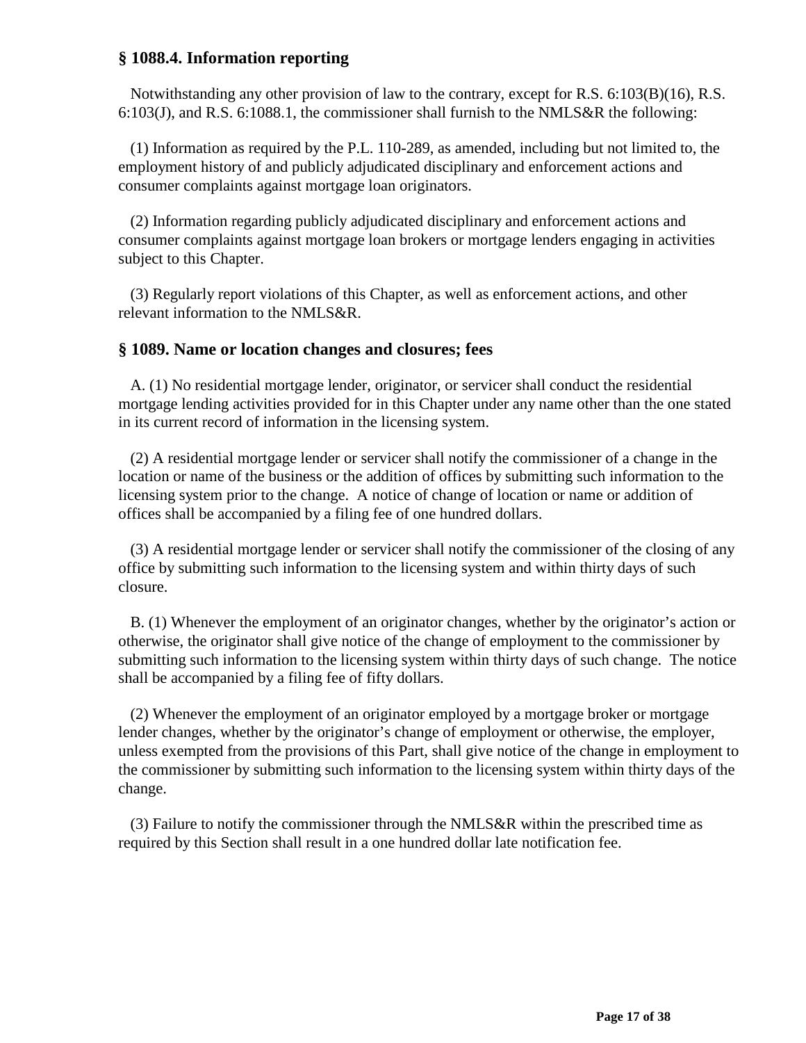### § 1088.4. Information reporting

Notwithstanding any other provision of law to the contrary, except for R.S. 6:103(B)(16), R.S. 6:103(J), and R.S. 6:1088.1, the commissioner shall furnish to the NMLS&R the following:

(1) Information as required by the P.L. 110-289, as amended, including but not limited to, the employment history of and publicly adjudicated disciplinary and enforcement actions and consumer complaints against mortgage loan originators.

(2) Information regarding publicly adjudicated disciplinary and enforcement actions and consumer complaints against mortgage loan brokers or mortgage lenders engaging in activities subject to this Chapter.

(3) Regularly report violations of this Chapter, as well as enforcement actions, and other relevant information to the NMLS&R.

### § 1089. Name or location changes and closures; fees

A. (1) No residential mortgage lender, originator, or servicer shall conduct the residential mortgage lending activities provided for in this Chapter under any name other than the one stated in its current record of information in the licensing system.

(2) A residential mortgage lender or servicer shall notify the commissioner of a change in the location or name of the business or the addition of offices by submitting such information to the licensing system prior to the change. A notice of change of location or name or addition of offices shall be accompanied by a filing fee of one hundred dollars.

(3) A residential mortgage lender or servicer shall notify the commissioner of the closing of any office by submitting such information to the licensing system and within thirty days of such closure.

B. (1) Whenever the employment of an originator changes, whether by the originator's action or otherwise, the originator shall give notice of the change of employment to the commissioner by submitting such information to the licensing system within thirty days of such change. The notice shall be accompanied by a filing fee of fifty dollars.

(2) Whenever the employment of an originator employed by a mortgage broker or mortgage lender changes, whether by the originator's change of employment or otherwise, the employer, unless exempted from the provisions of this Part, shall give notice of the change in employment to the commissioner by submitting such information to the licensing system within thirty days of the change.

(3) Failure to notify the commissioner through the NMLS&R within the prescribed time as required by this Section shall result in a one hundred dollar late notification fee.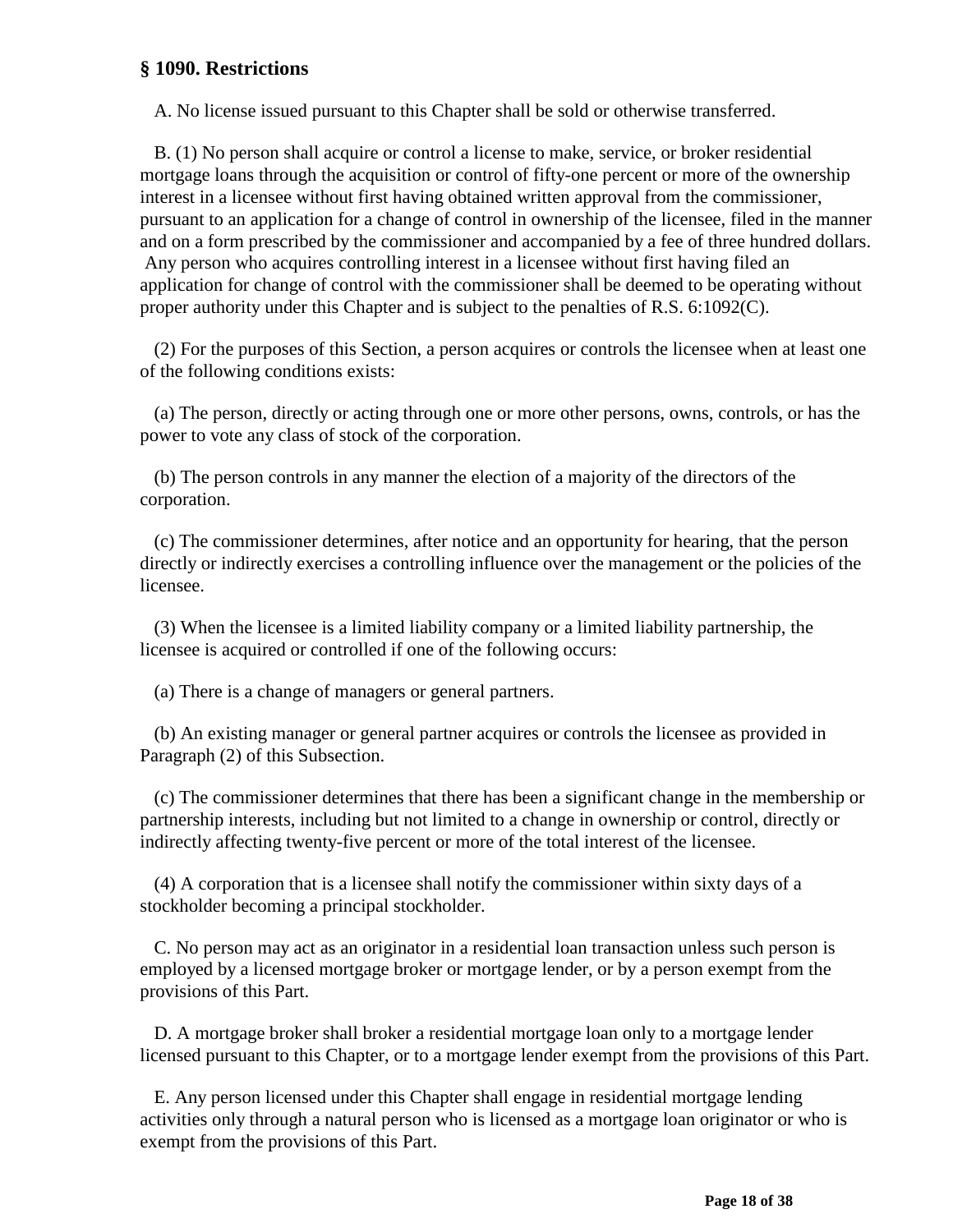### § 1090. Restrictions

A. No license issued pursuant to this Chapter shall be sold or otherwise transferred.

B. (1) No person shall acquire or control a license to make, service, or broker residential mortgage loans through the acquisition or control of fifty-one percent or more of the ownership interest in a licensee without first having obtained written approval from the commissioner, pursuant to an application for a change of control in ownership of the licensee, filed in the manner and on a form prescribed by the commissioner and accompanied by a fee of three hundred dollars. Any person who acquires controlling interest in a licensee without first having filed an application for change of control with the commissioner shall be deemed to be operating without proper authority under this Chapter and is subject to the penalties of R.S. 6:1092(C).

(2) For the purposes of this Section, a person acquires or controls the licensee when at least one of the following conditions exists:

(a) The person, directly or acting through one or more other persons, owns, controls, or has the power to vote any class of stock of the corporation.

(b) The person controls in any manner the election of a majority of the directors of the corporation.

(c) The commissioner determines, after notice and an opportunity for hearing, that the person directly or indirectly exercises a controlling influence over the management or the policies of the licensee.

(3) When the licensee is a limited liability company or a limited liability partnership, the licensee is acquired or controlled if one of the following occurs:

(a) There is a change of managers or general partners.

(b) An existing manager or general partner acquires or controls the licensee as provided in Paragraph (2) of this Subsection.

(c) The commissioner determines that there has been a significant change in the membership or partnership interests, including but not limited to a change in ownership or control, directly or indirectly affecting twenty-five percent or more of the total interest of the licensee.

(4) A corporation that is a licensee shall notify the commissioner within sixty days of a stockholder becoming a principal stockholder.

C. No person may act as an originator in a residential loan transaction unless such person is employed by a licensed mortgage broker or mortgage lender, or by a person exempt from the provisions of this Part.

D. A mortgage broker shall broker a residential mortgage loan only to a mortgage lender licensed pursuant to this Chapter, or to a mortgage lender exempt from the provisions of this Part.

E. Any person licensed under this Chapter shall engage in residential mortgage lending activities only through a natural person who is licensed as a mortgage loan originator or who is exempt from the provisions of this Part.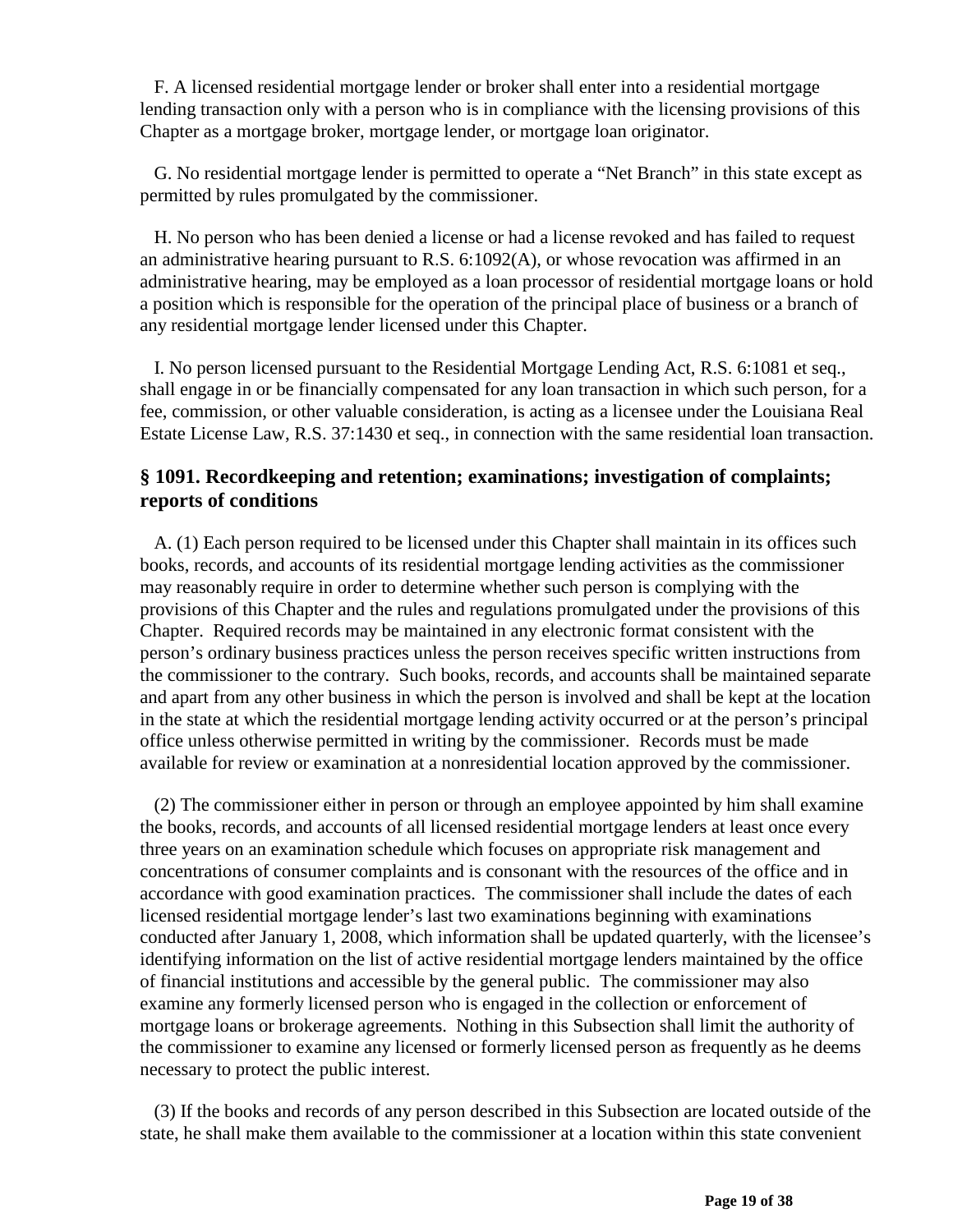F. A licensed residential mortgage lender or broker shall enter into a residential mortgage lending transaction only with a person who is in compliance with the licensing provisions of this Chapter as a mortgage broker, mortgage lender, or mortgage loan originator.

G. No residential mortgage lender is permitted to operate a "Net Branch" in this state except as permitted by rules promulgated by the commissioner.

H. No person who has been denied a license or had a license revoked and has failed to request an administrative hearing pursuant to R.S. 6:1092(A), or whose revocation was affirmed in an administrative hearing, may be employed as a loan processor of residential mortgage loans or hold a position which is responsible for the operation of the principal place of business or a branch of any residential mortgage lender licensed under this Chapter.

I. No person licensed pursuant to the Residential Mortgage Lending Act, R.S. 6:1081 et seq., shall engage in or be financially compensated for any loan transaction in which such person, for a fee, commission, or other valuable consideration, is acting as a licensee under the Louisiana Real Estate License Law, R.S. 37:1430 et seq., in connection with the same residential loan transaction.

### § 1091. Recordkeeping and retention; examinations; investigation of complaints; reports of conditions

A. (1) Each person required to be licensed under this Chapter shall maintain in its offices such books, records, and accounts of its residential mortgage lending activities as the commissioner may reasonably require in order to determine whether such person is complying with the provisions of this Chapter and the rules and regulations promulgated under the provisions of this Chapter. Required records may be maintained in any electronic format consistent with the person's ordinary business practices unless the person receives specific written instructions from the commissioner to the contrary. Such books, records, and accounts shall be maintained separate and apart from any other business in which the person is involved and shall be kept at the location in the state at which the residential mortgage lending activity occurred or at the person's principal office unless otherwise permitted in writing by the commissioner. Records must be made available for review or examination at a nonresidential location approved by the commissioner.

(2) The commissioner either in person or through an employee appointed by him shall examine the books, records, and accounts of all licensed residential mortgage lenders at least once every three years on an examination schedule which focuses on appropriate risk management and concentrations of consumer complaints and is consonant with the resources of the office and in accordance with good examination practices. The commissioner shall include the dates of each licensed residential mortgage lender's last two examinations beginning with examinations conducted after January 1, 2008, which information shall be updated quarterly, with the licensee's identifying information on the list of active residential mortgage lenders maintained by the office of financial institutions and accessible by the general public. The commissioner may also examine any formerly licensed person who is engaged in the collection or enforcement of mortgage loans or brokerage agreements. Nothing in this Subsection shall limit the authority of the commissioner to examine any licensed or formerly licensed person as frequently as he deems necessary to protect the public interest.

(3) If the books and records of any person described in this Subsection are located outside of the state, he shall make them available to the commissioner at a location within this state convenient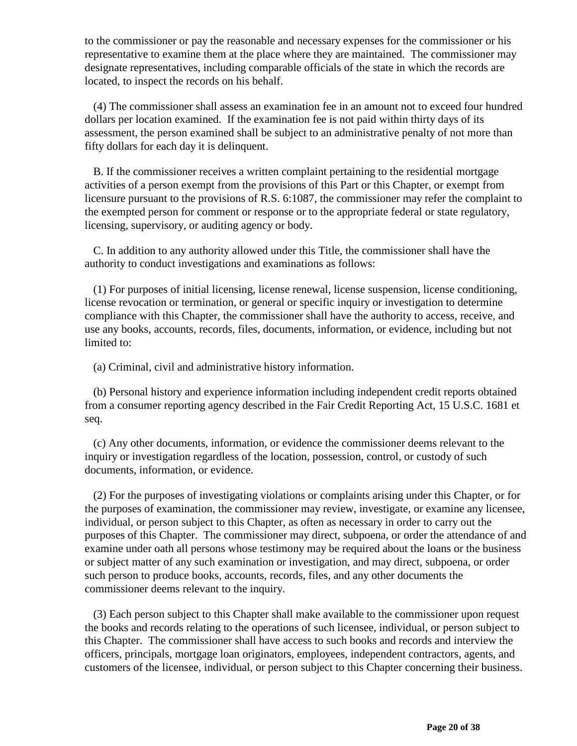to the commissioner or pay the reasonable and necessary expenses for the commissioner or his representative to examine them at the place where they are maintained. The commissioner may designate representatives, including comparable officials of the state in which the records are located, to inspect the records on his behalf.

(4) The commissioner shall assess an examination fee in an amount not to exceed four hundred dollars per location examined. If the examination fee is not paid within thirty days of its assessment, the person examined shall be subject to an administrative penalty of not more than fifty dollars for each day it is delinquent.

B. If the commissioner receives a written complaint pertaining to the residential mortgage activities of a person exempt from the provisions of this Part or this Chapter, or exempt from licensure pursuant to the provisions of R.S. 6:1087, the commissioner may refer the complaint to the exempted person for comment or response or to the appropriate federal or state regulatory, licensing, supervisory, or auditing agency or body.

C. In addition to any authority allowed under this Title, the commissioner shall have the authority to conduct investigations and examinations as follows:

(1) For purposes of initial licensing, license renewal, license suspension, license conditioning, license revocation or termination, or general or specific inquiry or investigation to determine compliance with this Chapter, the commissioner shall have the authority to access, receive, and use any books, accounts, records, files, documents, information, or evidence, including but not limited to:

(a) Criminal, civil and administrative history information.

(b) Personal history and experience information including independent credit reports obtained from a consumer reporting agency described in the Fair Credit Reporting Act, 15 U.S.C. 1681 et seq.

(c) Any other documents, information, or evidence the commissioner deems relevant to the inquiry or investigation regardless of the location, possession, control, or custody of such documents, information, or evidence.

(2) For the purposes of investigating violations or complaints arising under this Chapter, or for the purposes of examination, the commissioner may review, investigate, or examine any licensee, individual, or person subject to this Chapter, as often as necessary in order to carry out the purposes of this Chapter. The commissioner may direct, subpoena, or order the attendance of and examine under oath all persons whose testimony may be required about the loans or the business or subject matter of any such examination or investigation, and may direct, subpoena, or order such person to produce books, accounts, records, files, and any other documents the commissioner deems relevant to the inquiry.

(3) Each person subject to this Chapter shall make available to the commissioner upon request the books and records relating to the operations of such licensee, individual, or person subject to this Chapter. The commissioner shall have access to such books and records and interview the officers, principals, mortgage loan originators, employees, independent contractors, agents, and customers of the licensee, individual, or person subject to this Chapter concerning their business.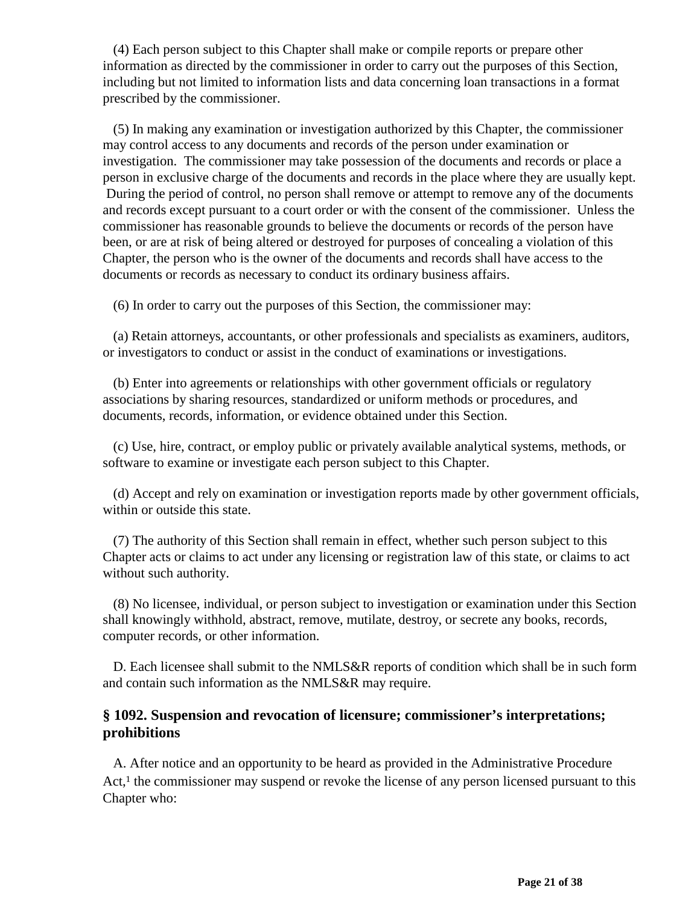(4) Each person subject to this Chapter shall make or compile reports or prepare other information as directed by the commissioner in order to carry out the purposes of this Section, including but not limited to information lists and data concerning loan transactions in a format prescribed by the commissioner.

(5) In making any examination or investigation authorized by this Chapter, the commissioner may control access to any documents and records of the person under examination or investigation. The commissioner may take possession of the documents and records or place a person in exclusive charge of the documents and records in the place where they are usually kept. During the period of control, no person shall remove or attempt to remove any of the documents and records except pursuant to a court order or with the consent of the commissioner. Unless the commissioner has reasonable grounds to believe the documents or records of the person have been, or are at risk of being altered or destroyed for purposes of concealing a violation of this Chapter, the person who is the owner of the documents and records shall have access to the documents or records as necessary to conduct its ordinary business affairs.

(6) In order to carry out the purposes of this Section, the commissioner may:

(a) Retain attorneys, accountants, or other professionals and specialists as examiners, auditors, or investigators to conduct or assist in the conduct of examinations or investigations.

(b) Enter into agreements or relationships with other government officials or regulatory associations by sharing resources, standardized or uniform methods or procedures, and documents, records, information, or evidence obtained under this Section.

(c) Use, hire, contract, or employ public or privately available analytical systems, methods, or software to examine or investigate each person subject to this Chapter.

(d) Accept and rely on examination or investigation reports made by other government officials, within or outside this state.

(7) The authority of this Section shall remain in effect, whether such person subject to this Chapter acts or claims to act under any licensing or registration law of this state, or claims to act without such authority.

(8) No licensee, individual, or person subject to investigation or examination under this Section shall knowingly withhold, abstract, remove, mutilate, destroy, or secrete any books, records, computer records, or other information.

D. Each licensee shall submit to the NMLS&R reports of condition which shall be in such form and contain such information as the NMLS&R may require.

### § 1092. Suspension and revocation of licensure; commissioner's interpretations; prohibitions

A. After notice and an opportunity to be heard as provided in the Administrative Procedure Act,[1] the commissioner may suspend or revoke the license of any person licensed pursuant to this Chapter who: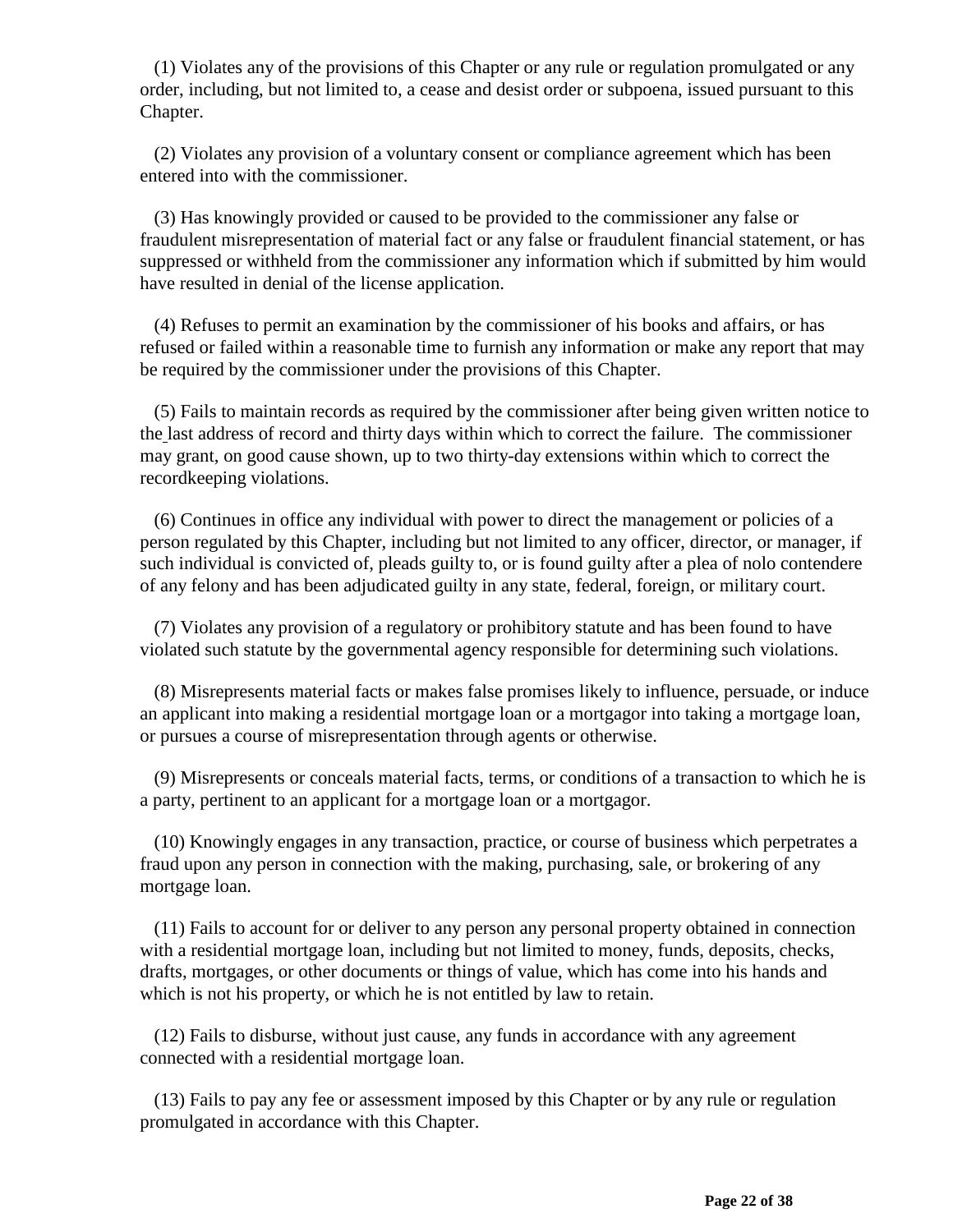(1) Violates any of the provisions of this Chapter or any rule or regulation promulgated or any order, including, but not limited to, a cease and desist order or subpoena, issued pursuant to this Chapter.

(2) Violates any provision of a voluntary consent or compliance agreement which has been entered into with the commissioner.

(3) Has knowingly provided or caused to be provided to the commissioner any false or fraudulent misrepresentation of material fact or any false or fraudulent financial statement, or has suppressed or withheld from the commissioner any information which if submitted by him would have resulted in denial of the license application.

(4) Refuses to permit an examination by the commissioner of his books and affairs, or has refused or failed within a reasonable time to furnish any information or make any report that may be required by the commissioner under the provisions of this Chapter.

(5) Fails to maintain records as required by the commissioner after being given written notice to the last address of record and thirty days within which to correct the failure. The commissioner may grant, on good cause shown, up to two thirty-day extensions within which to correct the recordkeeping violations.

(6) Continues in office any individual with power to direct the management or policies of a person regulated by this Chapter, including but not limited to any officer, director, or manager, if such individual is convicted of, pleads guilty to, or is found guilty after a plea of nolo contendere of any felony and has been adjudicated guilty in any state, federal, foreign, or military court.

(7) Violates any provision of a regulatory or prohibitory statute and has been found to have violated such statute by the governmental agency responsible for determining such violations.

(8) Misrepresents material facts or makes false promises likely to influence, persuade, or induce an applicant into making a residential mortgage loan or a mortgagor into taking a mortgage loan, or pursues a course of misrepresentation through agents or otherwise.

(9) Misrepresents or conceals material facts, terms, or conditions of a transaction to which he is a party, pertinent to an applicant for a mortgage loan or a mortgagor.

(10) Knowingly engages in any transaction, practice, or course of business which perpetrates a fraud upon any person in connection with the making, purchasing, sale, or brokering of any mortgage loan.

(11) Fails to account for or deliver to any person any personal property obtained in connection with a residential mortgage loan, including but not limited to money, funds, deposits, checks, drafts, mortgages, or other documents or things of value, which has come into his hands and which is not his property, or which he is not entitled by law to retain.

(12) Fails to disburse, without just cause, any funds in accordance with any agreement connected with a residential mortgage loan.

(13) Fails to pay any fee or assessment imposed by this Chapter or by any rule or regulation promulgated in accordance with this Chapter.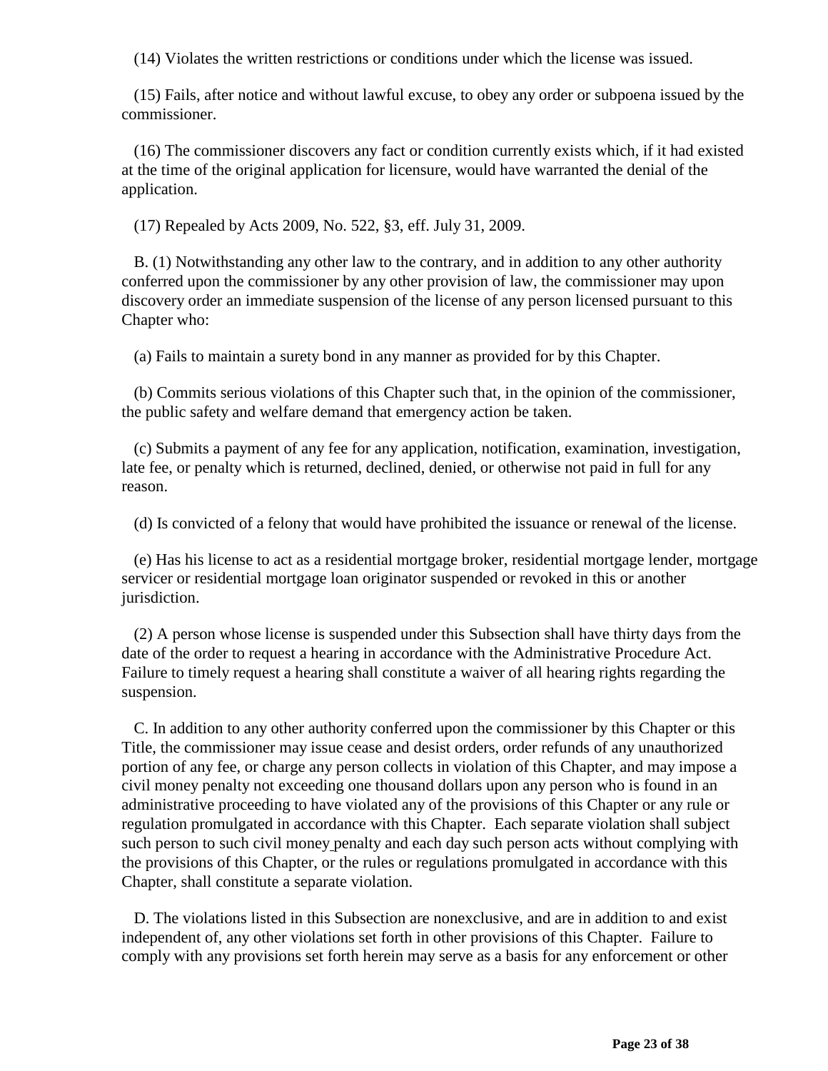(14) Violates the written restrictions or conditions under which the license was issued.

(15) Fails, after notice and without lawful excuse, to obey any order or subpoena issued by the commissioner.

(16) The commissioner discovers any fact or condition currently exists which, if it had existed at the time of the original application for licensure, would have warranted the denial of the application.

(17) Repealed by Acts 2009, No. 522, §3, eff. July 31, 2009.

B. (1) Notwithstanding any other law to the contrary, and in addition to any other authority conferred upon the commissioner by any other provision of law, the commissioner may upon discovery order an immediate suspension of the license of any person licensed pursuant to this Chapter who:

(a) Fails to maintain a surety bond in any manner as provided for by this Chapter.

(b) Commits serious violations of this Chapter such that, in the opinion of the commissioner, the public safety and welfare demand that emergency action be taken.

(c) Submits a payment of any fee for any application, notification, examination, investigation, late fee, or penalty which is returned, declined, denied, or otherwise not paid in full for any reason.

(d) Is convicted of a felony that would have prohibited the issuance or renewal of the license.

(e) Has his license to act as a residential mortgage broker, residential mortgage lender, mortgage servicer or residential mortgage loan originator suspended or revoked in this or another jurisdiction.

(2) A person whose license is suspended under this Subsection shall have thirty days from the date of the order to request a hearing in accordance with the Administrative Procedure Act. Failure to timely request a hearing shall constitute a waiver of all hearing rights regarding the suspension.

C. In addition to any other authority conferred upon the commissioner by this Chapter or this Title, the commissioner may issue cease and desist orders, order refunds of any unauthorized portion of any fee, or charge any person collects in violation of this Chapter, and may impose a civil money penalty not exceeding one thousand dollars upon any person who is found in an administrative proceeding to have violated any of the provisions of this Chapter or any rule or regulation promulgated in accordance with this Chapter. Each separate violation shall subject such person to such civil money penalty and each day such person acts without complying with the provisions of this Chapter, or the rules or regulations promulgated in accordance with this Chapter, shall constitute a separate violation.

D. The violations listed in this Subsection are nonexclusive, and are in addition to and exist independent of, any other violations set forth in other provisions of this Chapter. Failure to comply with any provisions set forth herein may serve as a basis for any enforcement or other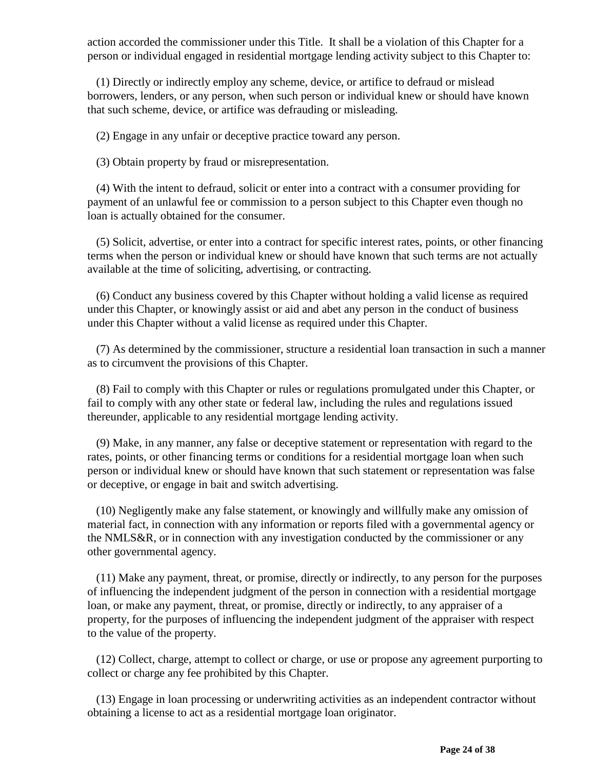action accorded the commissioner under this Title. It shall be a violation of this Chapter for a person or individual engaged in residential mortgage lending activity subject to this Chapter to:

(1) Directly or indirectly employ any scheme, device, or artifice to defraud or mislead borrowers, lenders, or any person, when such person or individual knew or should have known that such scheme, device, or artifice was defrauding or misleading.

(2) Engage in any unfair or deceptive practice toward any person.

(3) Obtain property by fraud or misrepresentation.

(4) With the intent to defraud, solicit or enter into a contract with a consumer providing for payment of an unlawful fee or commission to a person subject to this Chapter even though no loan is actually obtained for the consumer.

(5) Solicit, advertise, or enter into a contract for specific interest rates, points, or other financing terms when the person or individual knew or should have known that such terms are not actually available at the time of soliciting, advertising, or contracting.

(6) Conduct any business covered by this Chapter without holding a valid license as required under this Chapter, or knowingly assist or aid and abet any person in the conduct of business under this Chapter without a valid license as required under this Chapter.

(7) As determined by the commissioner, structure a residential loan transaction in such a manner as to circumvent the provisions of this Chapter.

(8) Fail to comply with this Chapter or rules or regulations promulgated under this Chapter, or fail to comply with any other state or federal law, including the rules and regulations issued thereunder, applicable to any residential mortgage lending activity.

(9) Make, in any manner, any false or deceptive statement or representation with regard to the rates, points, or other financing terms or conditions for a residential mortgage loan when such person or individual knew or should have known that such statement or representation was false or deceptive, or engage in bait and switch advertising.

(10) Negligently make any false statement, or knowingly and willfully make any omission of material fact, in connection with any information or reports filed with a governmental agency or the NMLS&R, or in connection with any investigation conducted by the commissioner or any other governmental agency.

(11) Make any payment, threat, or promise, directly or indirectly, to any person for the purposes of influencing the independent judgment of the person in connection with a residential mortgage loan, or make any payment, threat, or promise, directly or indirectly, to any appraiser of a property, for the purposes of influencing the independent judgment of the appraiser with respect to the value of the property.

(12) Collect, charge, attempt to collect or charge, or use or propose any agreement purporting to collect or charge any fee prohibited by this Chapter.

(13) Engage in loan processing or underwriting activities as an independent contractor without obtaining a license to act as a residential mortgage loan originator.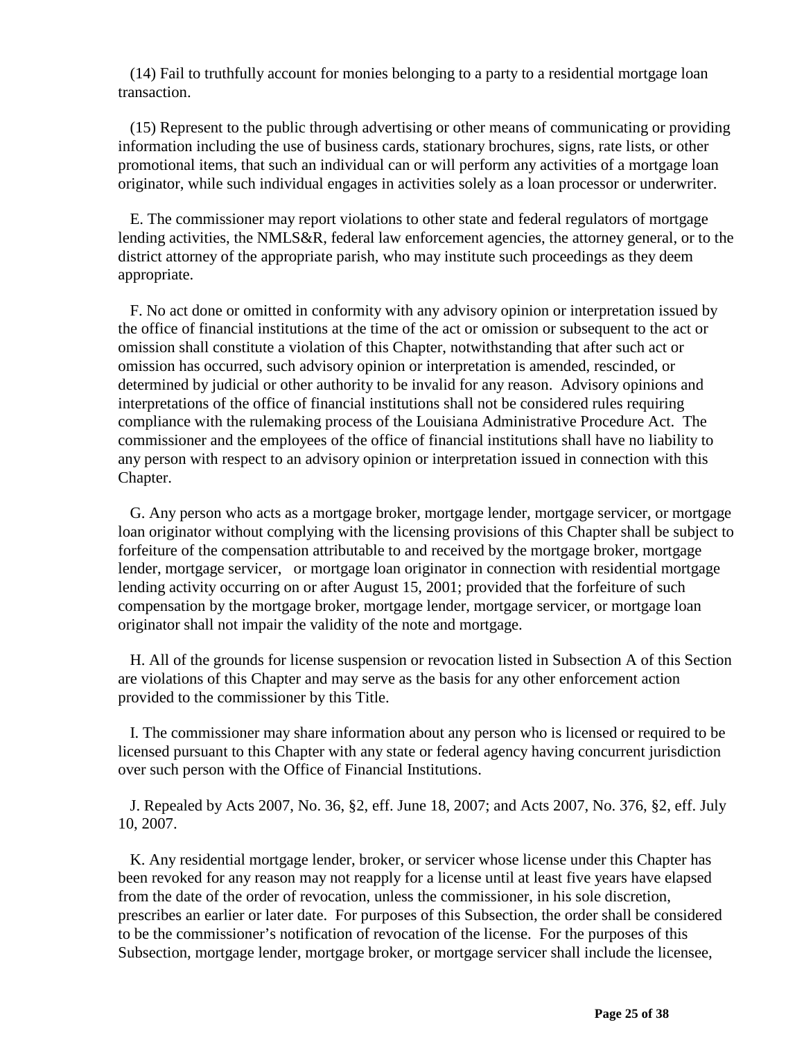(14) Fail to truthfully account for monies belonging to a party to a residential mortgage loan transaction.

(15) Represent to the public through advertising or other means of communicating or providing information including the use of business cards, stationary brochures, signs, rate lists, or other promotional items, that such an individual can or will perform any activities of a mortgage loan originator, while such individual engages in activities solely as a loan processor or underwriter.

E. The commissioner may report violations to other state and federal regulators of mortgage lending activities, the NMLS&R, federal law enforcement agencies, the attorney general, or to the district attorney of the appropriate parish, who may institute such proceedings as they deem appropriate.

F. No act done or omitted in conformity with any advisory opinion or interpretation issued by the office of financial institutions at the time of the act or omission or subsequent to the act or omission shall constitute a violation of this Chapter, notwithstanding that after such act or omission has occurred, such advisory opinion or interpretation is amended, rescinded, or determined by judicial or other authority to be invalid for any reason. Advisory opinions and interpretations of the office of financial institutions shall not be considered rules requiring compliance with the rulemaking process of the Louisiana Administrative Procedure Act. The commissioner and the employees of the office of financial institutions shall have no liability to any person with respect to an advisory opinion or interpretation issued in connection with this Chapter.

G. Any person who acts as a mortgage broker, mortgage lender, mortgage servicer, or mortgage loan originator without complying with the licensing provisions of this Chapter shall be subject to forfeiture of the compensation attributable to and received by the mortgage broker, mortgage lender, mortgage servicer, or mortgage loan originator in connection with residential mortgage lending activity occurring on or after August 15, 2001; provided that the forfeiture of such compensation by the mortgage broker, mortgage lender, mortgage servicer, or mortgage loan originator shall not impair the validity of the note and mortgage.

H. All of the grounds for license suspension or revocation listed in Subsection A of this Section are violations of this Chapter and may serve as the basis for any other enforcement action provided to the commissioner by this Title.

I. The commissioner may share information about any person who is licensed or required to be licensed pursuant to this Chapter with any state or federal agency having concurrent jurisdiction over such person with the Office of Financial Institutions.

J. Repealed by Acts 2007, No. 36, §2, eff. June 18, 2007; and Acts 2007, No. 376, §2, eff. July 10, 2007.

K. Any residential mortgage lender, broker, or servicer whose license under this Chapter has been revoked for any reason may not reapply for a license until at least five years have elapsed from the date of the order of revocation, unless the commissioner, in his sole discretion, prescribes an earlier or later date. For purposes of this Subsection, the order shall be considered to be the commissioner's notification of revocation of the license. For the purposes of this Subsection, mortgage lender, mortgage broker, or mortgage servicer shall include the licensee,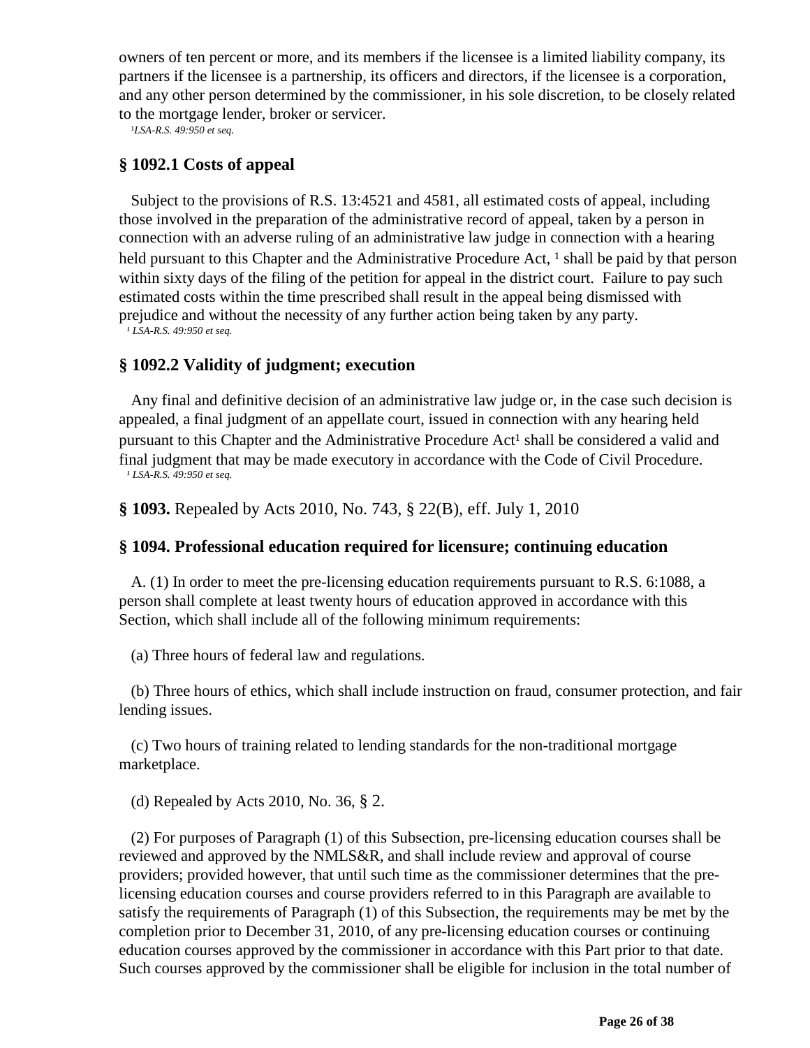owners of ten percent or more, and its members if the licensee is a limited liability company, its partners if the licensee is a partnership, its officers and directors, if the licensee is a corporation, and any other person determined by the commissioner, in his sole discretion, to be closely related to the mortgage lender, broker or servicer.

[1] *LSA-R.S. 49:950 et seq.*

### § 1092.1 Costs of appeal

Subject to the provisions of R.S. 13:4521 and 4581, all estimated costs of appeal, including those involved in the preparation of the administrative record of appeal, taken by a person in connection with an adverse ruling of an administrative law judge in connection with a hearing held pursuant to this Chapter and the Administrative Procedure Act, [1] shall be paid by that person within sixty days of the filing of the petition for appeal in the district court. Failure to pay such estimated costs within the time prescribed shall result in the appeal being dismissed with prejudice and without the necessity of any further action being taken by any party.

[1] *LSA-R.S. 49:950 et seq.*

### § 1092.2 Validity of judgment; execution

Any final and definitive decision of an administrative law judge or, in the case such decision is appealed, a final judgment of an appellate court, issued in connection with any hearing held pursuant to this Chapter and the Administrative Procedure Act[1] shall be considered a valid and final judgment that may be made executory in accordance with the Code of Civil Procedure.

[1] *LSA-R.S. 49:950 et seq.*

**§ 1093.** Repealed by Acts 2010, No. 743, § 22(B), eff. July 1, 2010

### § 1094. Professional education required for licensure; continuing education

A. (1) In order to meet the pre-licensing education requirements pursuant to R.S. 6:1088, a person shall complete at least twenty hours of education approved in accordance with this Section, which shall include all of the following minimum requirements:

(a) Three hours of federal law and regulations.

(b) Three hours of ethics, which shall include instruction on fraud, consumer protection, and fair lending issues.

(c) Two hours of training related to lending standards for the non-traditional mortgage marketplace.

(d) Repealed by Acts 2010, No. 36, § 2.

(2) For purposes of Paragraph (1) of this Subsection, pre-licensing education courses shall be reviewed and approved by the NMLS&R, and shall include review and approval of course providers; provided however, that until such time as the commissioner determines that the pre-licensing education courses and course providers referred to in this Paragraph are available to satisfy the requirements of Paragraph (1) of this Subsection, the requirements may be met by the completion prior to December 31, 2010, of any pre-licensing education courses or continuing education courses approved by the commissioner in accordance with this Part prior to that date. Such courses approved by the commissioner shall be eligible for inclusion in the total number of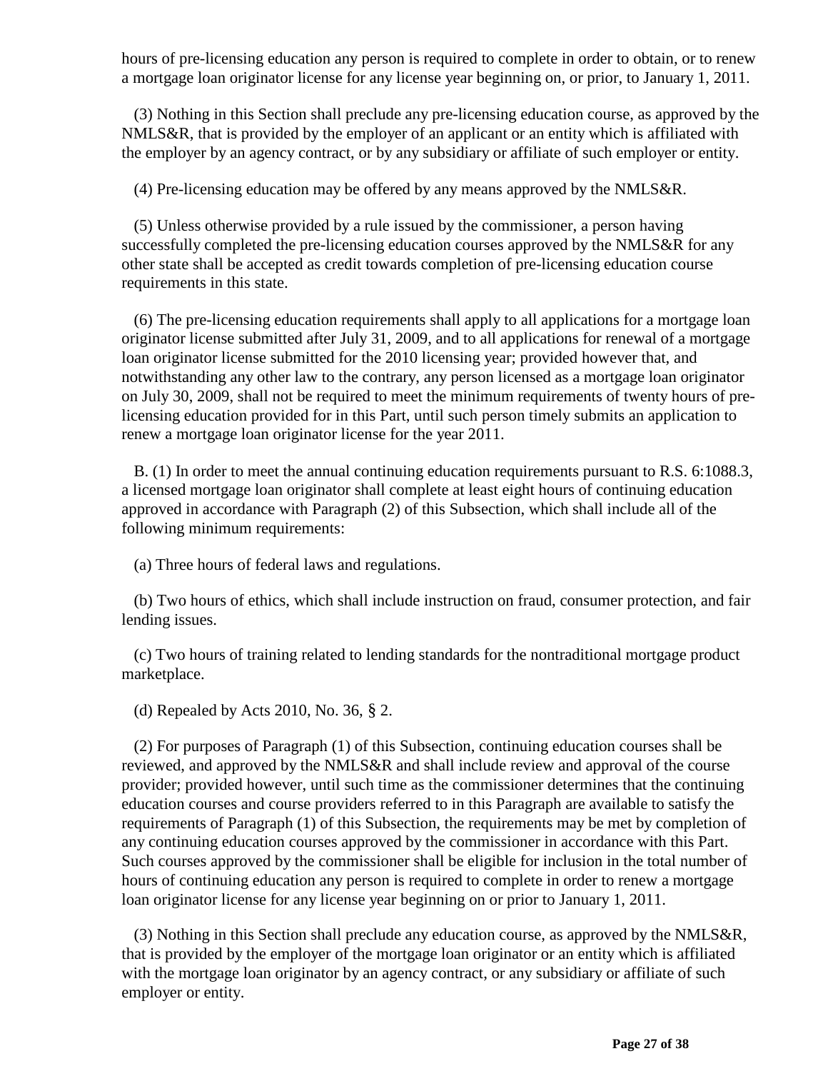hours of pre-licensing education any person is required to complete in order to obtain, or to renew a mortgage loan originator license for any license year beginning on, or prior, to January 1, 2011.

(3) Nothing in this Section shall preclude any pre-licensing education course, as approved by the NMLS&R, that is provided by the employer of an applicant or an entity which is affiliated with the employer by an agency contract, or by any subsidiary or affiliate of such employer or entity.

(4) Pre-licensing education may be offered by any means approved by the NMLS&R.

(5) Unless otherwise provided by a rule issued by the commissioner, a person having successfully completed the pre-licensing education courses approved by the NMLS&R for any other state shall be accepted as credit towards completion of pre-licensing education course requirements in this state.

(6) The pre-licensing education requirements shall apply to all applications for a mortgage loan originator license submitted after July 31, 2009, and to all applications for renewal of a mortgage loan originator license submitted for the 2010 licensing year; provided however that, and notwithstanding any other law to the contrary, any person licensed as a mortgage loan originator on July 30, 2009, shall not be required to meet the minimum requirements of twenty hours of pre-licensing education provided for in this Part, until such person timely submits an application to renew a mortgage loan originator license for the year 2011.

B. (1) In order to meet the annual continuing education requirements pursuant to R.S. 6:1088.3, a licensed mortgage loan originator shall complete at least eight hours of continuing education approved in accordance with Paragraph (2) of this Subsection, which shall include all of the following minimum requirements:

(a) Three hours of federal laws and regulations.

(b) Two hours of ethics, which shall include instruction on fraud, consumer protection, and fair lending issues.

(c) Two hours of training related to lending standards for the nontraditional mortgage product marketplace.

(d) Repealed by Acts 2010, No. 36, § 2.

(2) For purposes of Paragraph (1) of this Subsection, continuing education courses shall be reviewed, and approved by the NMLS&R and shall include review and approval of the course provider; provided however, until such time as the commissioner determines that the continuing education courses and course providers referred to in this Paragraph are available to satisfy the requirements of Paragraph (1) of this Subsection, the requirements may be met by completion of any continuing education courses approved by the commissioner in accordance with this Part. Such courses approved by the commissioner shall be eligible for inclusion in the total number of hours of continuing education any person is required to complete in order to renew a mortgage loan originator license for any license year beginning on or prior to January 1, 2011.

(3) Nothing in this Section shall preclude any education course, as approved by the NMLS&R, that is provided by the employer of the mortgage loan originator or an entity which is affiliated with the mortgage loan originator by an agency contract, or any subsidiary or affiliate of such employer or entity.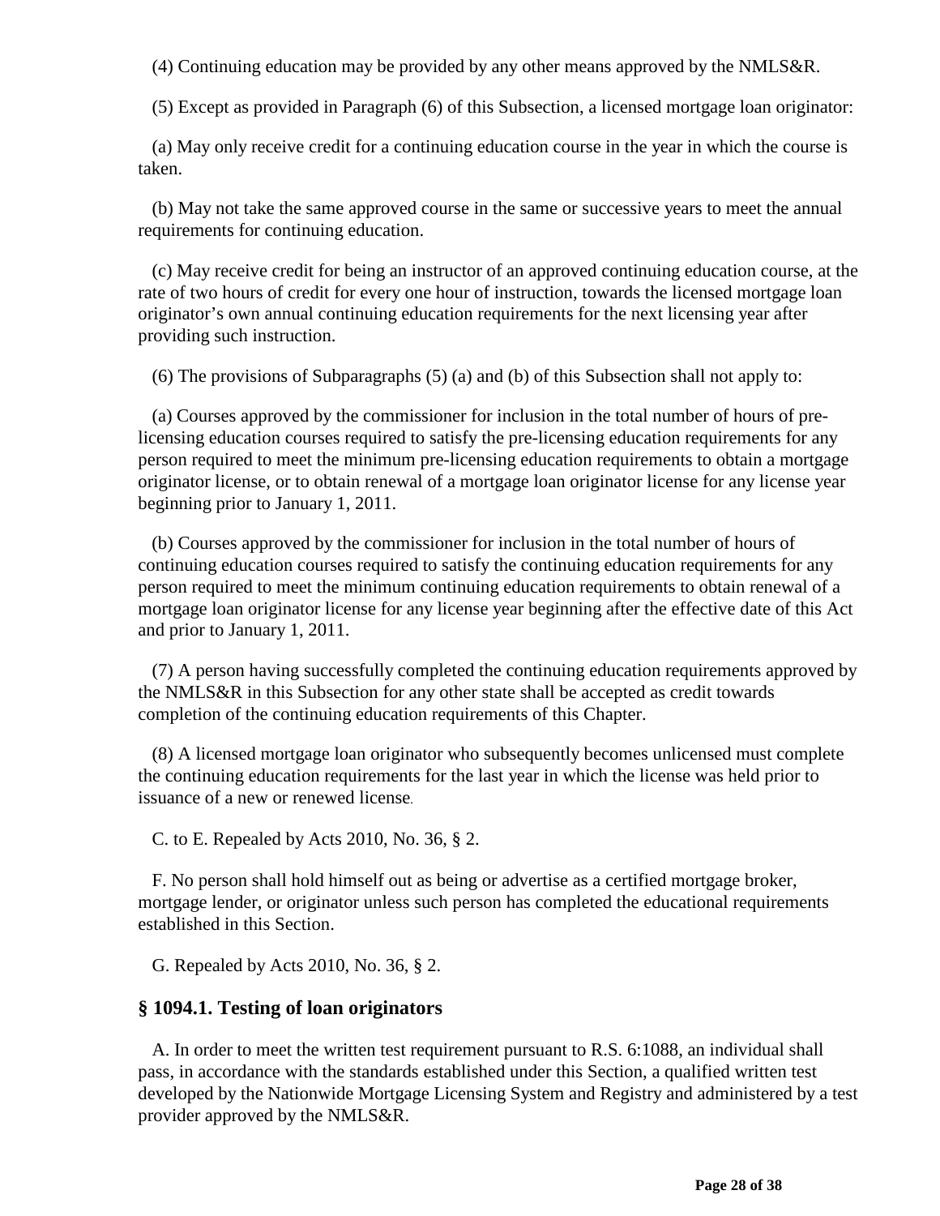(4) Continuing education may be provided by any other means approved by the NMLS&R.

(5) Except as provided in Paragraph (6) of this Subsection, a licensed mortgage loan originator:

(a) May only receive credit for a continuing education course in the year in which the course is taken.

(b) May not take the same approved course in the same or successive years to meet the annual requirements for continuing education.

(c) May receive credit for being an instructor of an approved continuing education course, at the rate of two hours of credit for every one hour of instruction, towards the licensed mortgage loan originator's own annual continuing education requirements for the next licensing year after providing such instruction.

(6) The provisions of Subparagraphs (5) (a) and (b) of this Subsection shall not apply to:

(a) Courses approved by the commissioner for inclusion in the total number of hours of pre-licensing education courses required to satisfy the pre-licensing education requirements for any person required to meet the minimum pre-licensing education requirements to obtain a mortgage originator license, or to obtain renewal of a mortgage loan originator license for any license year beginning prior to January 1, 2011.

(b) Courses approved by the commissioner for inclusion in the total number of hours of continuing education courses required to satisfy the continuing education requirements for any person required to meet the minimum continuing education requirements to obtain renewal of a mortgage loan originator license for any license year beginning after the effective date of this Act and prior to January 1, 2011.

(7) A person having successfully completed the continuing education requirements approved by the NMLS&R in this Subsection for any other state shall be accepted as credit towards completion of the continuing education requirements of this Chapter.

(8) A licensed mortgage loan originator who subsequently becomes unlicensed must complete the continuing education requirements for the last year in which the license was held prior to issuance of a new or renewed license.

C. to E. Repealed by Acts 2010, No. 36, § 2.

F. No person shall hold himself out as being or advertise as a certified mortgage broker, mortgage lender, or originator unless such person has completed the educational requirements established in this Section.

G. Repealed by Acts 2010, No. 36, § 2.

### § 1094.1. Testing of loan originators

A. In order to meet the written test requirement pursuant to R.S. 6:1088, an individual shall pass, in accordance with the standards established under this Section, a qualified written test developed by the Nationwide Mortgage Licensing System and Registry and administered by a test provider approved by the NMLS&R.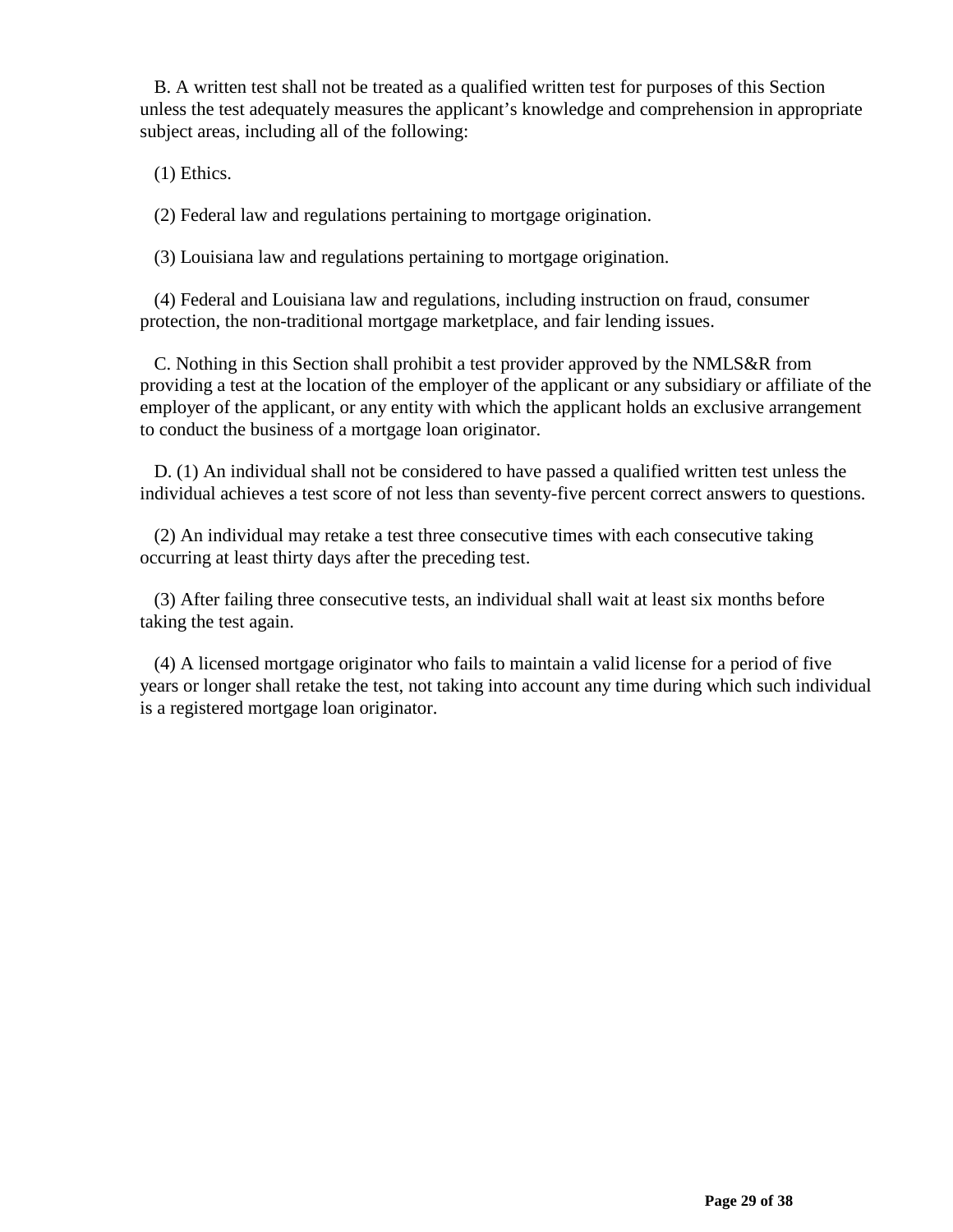B. A written test shall not be treated as a qualified written test for purposes of this Section unless the test adequately measures the applicant's knowledge and comprehension in appropriate subject areas, including all of the following:

(1) Ethics.

(2) Federal law and regulations pertaining to mortgage origination.

(3) Louisiana law and regulations pertaining to mortgage origination.

(4) Federal and Louisiana law and regulations, including instruction on fraud, consumer protection, the non-traditional mortgage marketplace, and fair lending issues.

C. Nothing in this Section shall prohibit a test provider approved by the NMLS&R from providing a test at the location of the employer of the applicant or any subsidiary or affiliate of the employer of the applicant, or any entity with which the applicant holds an exclusive arrangement to conduct the business of a mortgage loan originator.

D. (1) An individual shall not be considered to have passed a qualified written test unless the individual achieves a test score of not less than seventy-five percent correct answers to questions.

(2) An individual may retake a test three consecutive times with each consecutive taking occurring at least thirty days after the preceding test.

(3) After failing three consecutive tests, an individual shall wait at least six months before taking the test again.

(4) A licensed mortgage originator who fails to maintain a valid license for a period of five years or longer shall retake the test, not taking into account any time during which such individual is a registered mortgage loan originator.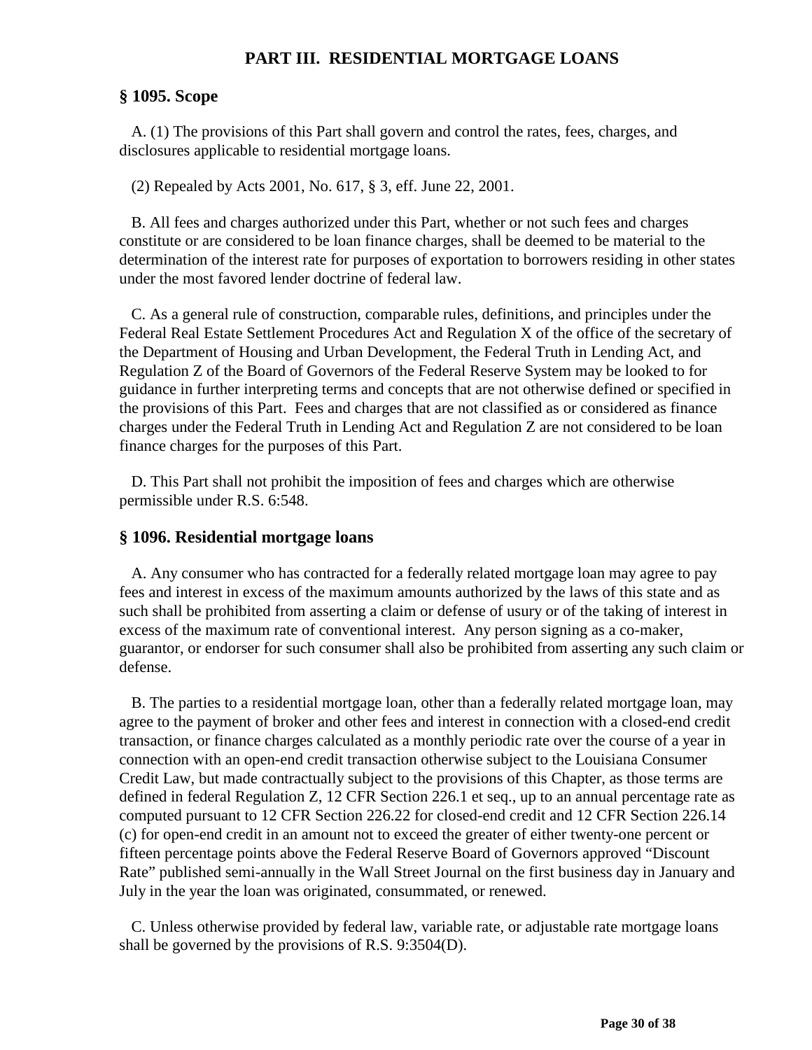## PART III. RESIDENTIAL MORTGAGE LOANS

### § 1095. Scope

A. (1) The provisions of this Part shall govern and control the rates, fees, charges, and disclosures applicable to residential mortgage loans.

(2) Repealed by Acts 2001, No. 617, § 3, eff. June 22, 2001.

B. All fees and charges authorized under this Part, whether or not such fees and charges constitute or are considered to be loan finance charges, shall be deemed to be material to the determination of the interest rate for purposes of exportation to borrowers residing in other states under the most favored lender doctrine of federal law.

C. As a general rule of construction, comparable rules, definitions, and principles under the Federal Real Estate Settlement Procedures Act and Regulation X of the office of the secretary of the Department of Housing and Urban Development, the Federal Truth in Lending Act, and Regulation Z of the Board of Governors of the Federal Reserve System may be looked to for guidance in further interpreting terms and concepts that are not otherwise defined or specified in the provisions of this Part. Fees and charges that are not classified as or considered as finance charges under the Federal Truth in Lending Act and Regulation Z are not considered to be loan finance charges for the purposes of this Part.

D. This Part shall not prohibit the imposition of fees and charges which are otherwise permissible under R.S. 6:548.

### § 1096. Residential mortgage loans

A. Any consumer who has contracted for a federally related mortgage loan may agree to pay fees and interest in excess of the maximum amounts authorized by the laws of this state and as such shall be prohibited from asserting a claim or defense of usury or of the taking of interest in excess of the maximum rate of conventional interest. Any person signing as a co-maker, guarantor, or endorser for such consumer shall also be prohibited from asserting any such claim or defense.

B. The parties to a residential mortgage loan, other than a federally related mortgage loan, may agree to the payment of broker and other fees and interest in connection with a closed-end credit transaction, or finance charges calculated as a monthly periodic rate over the course of a year in connection with an open-end credit transaction otherwise subject to the Louisiana Consumer Credit Law, but made contractually subject to the provisions of this Chapter, as those terms are defined in federal Regulation Z, 12 CFR Section 226.1 et seq., up to an annual percentage rate as computed pursuant to 12 CFR Section 226.22 for closed-end credit and 12 CFR Section 226.14 (c) for open-end credit in an amount not to exceed the greater of either twenty-one percent or fifteen percentage points above the Federal Reserve Board of Governors approved "Discount Rate" published semi-annually in the Wall Street Journal on the first business day in January and July in the year the loan was originated, consummated, or renewed.

C. Unless otherwise provided by federal law, variable rate, or adjustable rate mortgage loans shall be governed by the provisions of R.S. 9:3504(D).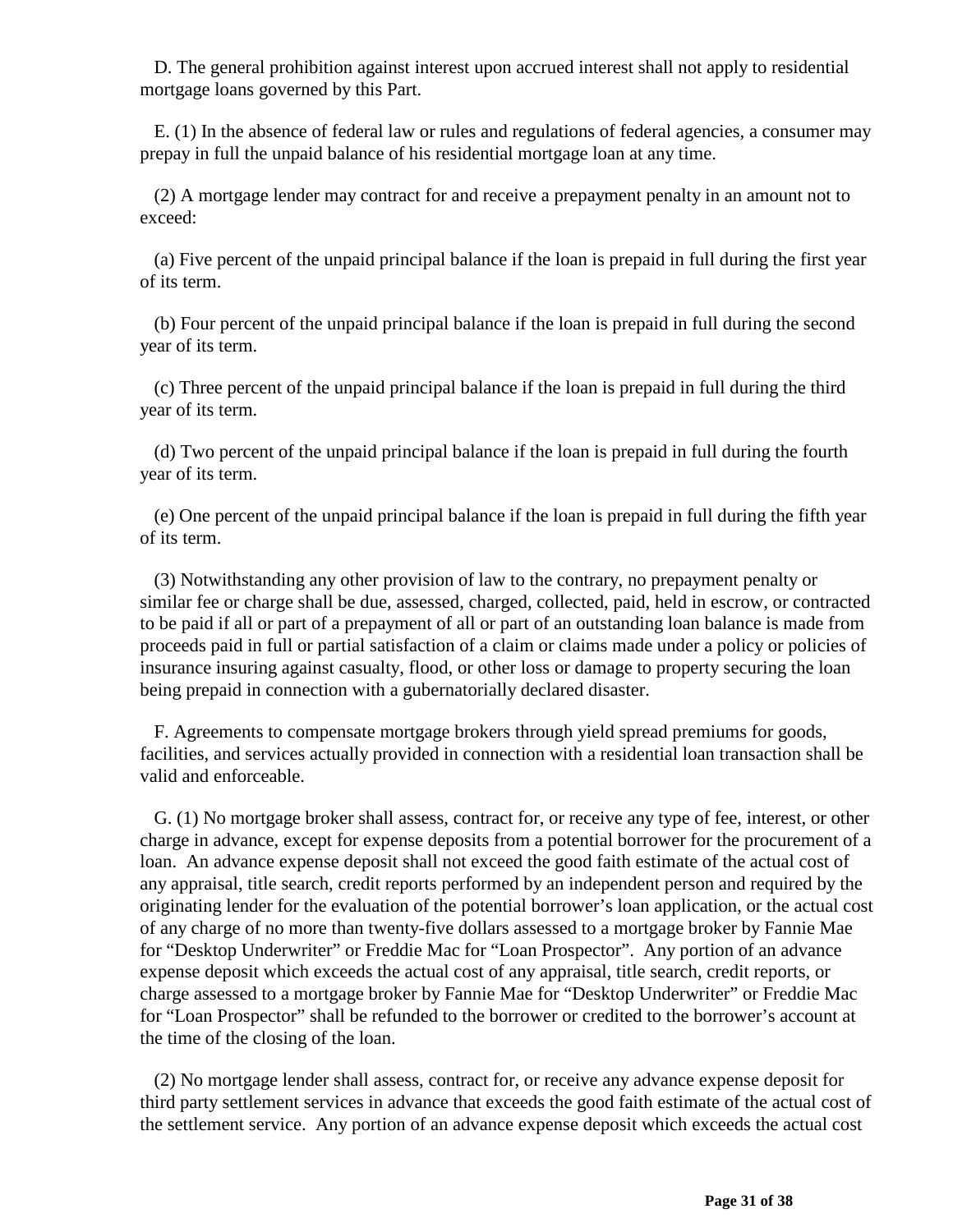D. The general prohibition against interest upon accrued interest shall not apply to residential mortgage loans governed by this Part.

E. (1) In the absence of federal law or rules and regulations of federal agencies, a consumer may prepay in full the unpaid balance of his residential mortgage loan at any time.

(2) A mortgage lender may contract for and receive a prepayment penalty in an amount not to exceed:

(a) Five percent of the unpaid principal balance if the loan is prepaid in full during the first year of its term.

(b) Four percent of the unpaid principal balance if the loan is prepaid in full during the second year of its term.

(c) Three percent of the unpaid principal balance if the loan is prepaid in full during the third year of its term.

(d) Two percent of the unpaid principal balance if the loan is prepaid in full during the fourth year of its term.

(e) One percent of the unpaid principal balance if the loan is prepaid in full during the fifth year of its term.

(3) Notwithstanding any other provision of law to the contrary, no prepayment penalty or similar fee or charge shall be due, assessed, charged, collected, paid, held in escrow, or contracted to be paid if all or part of a prepayment of all or part of an outstanding loan balance is made from proceeds paid in full or partial satisfaction of a claim or claims made under a policy or policies of insurance insuring against casualty, flood, or other loss or damage to property securing the loan being prepaid in connection with a gubernatorially declared disaster.

F. Agreements to compensate mortgage brokers through yield spread premiums for goods, facilities, and services actually provided in connection with a residential loan transaction shall be valid and enforceable.

G. (1) No mortgage broker shall assess, contract for, or receive any type of fee, interest, or other charge in advance, except for expense deposits from a potential borrower for the procurement of a loan. An advance expense deposit shall not exceed the good faith estimate of the actual cost of any appraisal, title search, credit reports performed by an independent person and required by the originating lender for the evaluation of the potential borrower's loan application, or the actual cost of any charge of no more than twenty-five dollars assessed to a mortgage broker by Fannie Mae for "Desktop Underwriter" or Freddie Mac for "Loan Prospector". Any portion of an advance expense deposit which exceeds the actual cost of any appraisal, title search, credit reports, or charge assessed to a mortgage broker by Fannie Mae for "Desktop Underwriter" or Freddie Mac for "Loan Prospector" shall be refunded to the borrower or credited to the borrower's account at the time of the closing of the loan.

(2) No mortgage lender shall assess, contract for, or receive any advance expense deposit for third party settlement services in advance that exceeds the good faith estimate of the actual cost of the settlement service. Any portion of an advance expense deposit which exceeds the actual cost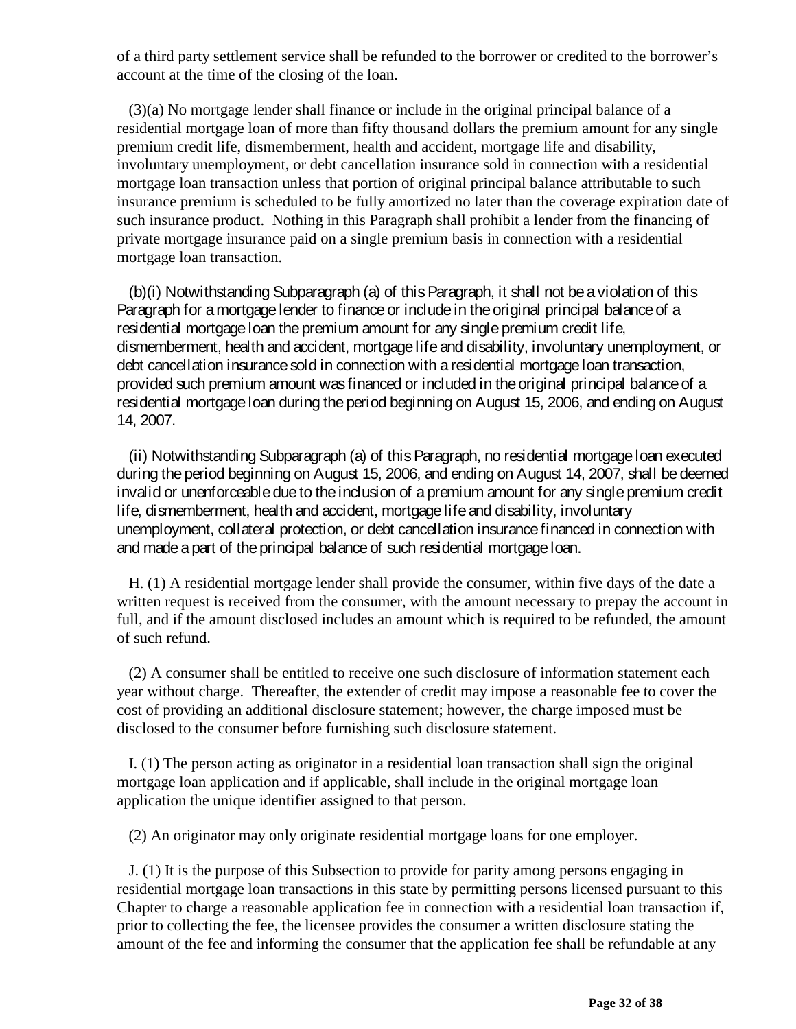of a third party settlement service shall be refunded to the borrower or credited to the borrower's account at the time of the closing of the loan.

(3)(a) No mortgage lender shall finance or include in the original principal balance of a residential mortgage loan of more than fifty thousand dollars the premium amount for any single premium credit life, dismemberment, health and accident, mortgage life and disability, involuntary unemployment, or debt cancellation insurance sold in connection with a residential mortgage loan transaction unless that portion of original principal balance attributable to such insurance premium is scheduled to be fully amortized no later than the coverage expiration date of such insurance product. Nothing in this Paragraph shall prohibit a lender from the financing of private mortgage insurance paid on a single premium basis in connection with a residential mortgage loan transaction.

(b)(i) Notwithstanding Subparagraph (a) of this Paragraph, it shall not be a violation of this Paragraph for a mortgage lender to finance or include in the original principal balance of a residential mortgage loan the premium amount for any single premium credit life, dismemberment, health and accident, mortgage life and disability, involuntary unemployment, or debt cancellation insurance sold in connection with a residential mortgage loan transaction, provided such premium amount was financed or included in the original principal balance of a residential mortgage loan during the period beginning on August 15, 2006, and ending on August 14, 2007.

(ii) Notwithstanding Subparagraph (a) of this Paragraph, no residential mortgage loan executed during the period beginning on August 15, 2006, and ending on August 14, 2007, shall be deemed invalid or unenforceable due to the inclusion of a premium amount for any single premium credit life, dismemberment, health and accident, mortgage life and disability, involuntary unemployment, collateral protection, or debt cancellation insurance financed in connection with and made a part of the principal balance of such residential mortgage loan.

H. (1) A residential mortgage lender shall provide the consumer, within five days of the date a written request is received from the consumer, with the amount necessary to prepay the account in full, and if the amount disclosed includes an amount which is required to be refunded, the amount of such refund.

(2) A consumer shall be entitled to receive one such disclosure of information statement each year without charge. Thereafter, the extender of credit may impose a reasonable fee to cover the cost of providing an additional disclosure statement; however, the charge imposed must be disclosed to the consumer before furnishing such disclosure statement.

I. (1) The person acting as originator in a residential loan transaction shall sign the original mortgage loan application and if applicable, shall include in the original mortgage loan application the unique identifier assigned to that person.

(2) An originator may only originate residential mortgage loans for one employer.

J. (1) It is the purpose of this Subsection to provide for parity among persons engaging in residential mortgage loan transactions in this state by permitting persons licensed pursuant to this Chapter to charge a reasonable application fee in connection with a residential loan transaction if, prior to collecting the fee, the licensee provides the consumer a written disclosure stating the amount of the fee and informing the consumer that the application fee shall be refundable at any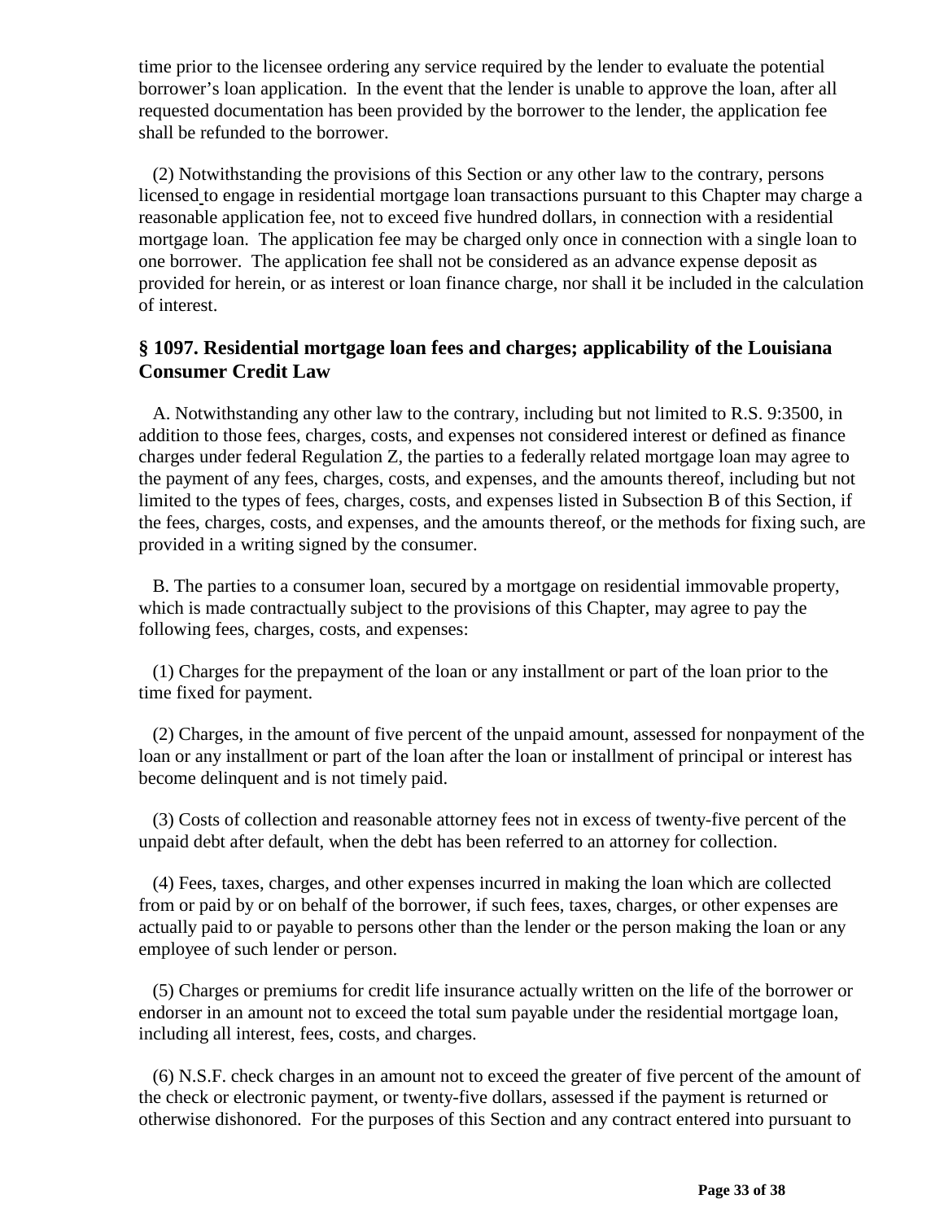time prior to the licensee ordering any service required by the lender to evaluate the potential borrower's loan application. In the event that the lender is unable to approve the loan, after all requested documentation has been provided by the borrower to the lender, the application fee shall be refunded to the borrower.

(2) Notwithstanding the provisions of this Section or any other law to the contrary, persons licensed to engage in residential mortgage loan transactions pursuant to this Chapter may charge a reasonable application fee, not to exceed five hundred dollars, in connection with a residential mortgage loan. The application fee may be charged only once in connection with a single loan to one borrower. The application fee shall not be considered as an advance expense deposit as provided for herein, or as interest or loan finance charge, nor shall it be included in the calculation of interest.

### § 1097. Residential mortgage loan fees and charges; applicability of the Louisiana Consumer Credit Law

A. Notwithstanding any other law to the contrary, including but not limited to R.S. 9:3500, in addition to those fees, charges, costs, and expenses not considered interest or defined as finance charges under federal Regulation Z, the parties to a federally related mortgage loan may agree to the payment of any fees, charges, costs, and expenses, and the amounts thereof, including but not limited to the types of fees, charges, costs, and expenses listed in Subsection B of this Section, if the fees, charges, costs, and expenses, and the amounts thereof, or the methods for fixing such, are provided in a writing signed by the consumer.

B. The parties to a consumer loan, secured by a mortgage on residential immovable property, which is made contractually subject to the provisions of this Chapter, may agree to pay the following fees, charges, costs, and expenses:

(1) Charges for the prepayment of the loan or any installment or part of the loan prior to the time fixed for payment.

(2) Charges, in the amount of five percent of the unpaid amount, assessed for nonpayment of the loan or any installment or part of the loan after the loan or installment of principal or interest has become delinquent and is not timely paid.

(3) Costs of collection and reasonable attorney fees not in excess of twenty-five percent of the unpaid debt after default, when the debt has been referred to an attorney for collection.

(4) Fees, taxes, charges, and other expenses incurred in making the loan which are collected from or paid by or on behalf of the borrower, if such fees, taxes, charges, or other expenses are actually paid to or payable to persons other than the lender or the person making the loan or any employee of such lender or person.

(5) Charges or premiums for credit life insurance actually written on the life of the borrower or endorser in an amount not to exceed the total sum payable under the residential mortgage loan, including all interest, fees, costs, and charges.

(6) N.S.F. check charges in an amount not to exceed the greater of five percent of the amount of the check or electronic payment, or twenty-five dollars, assessed if the payment is returned or otherwise dishonored. For the purposes of this Section and any contract entered into pursuant to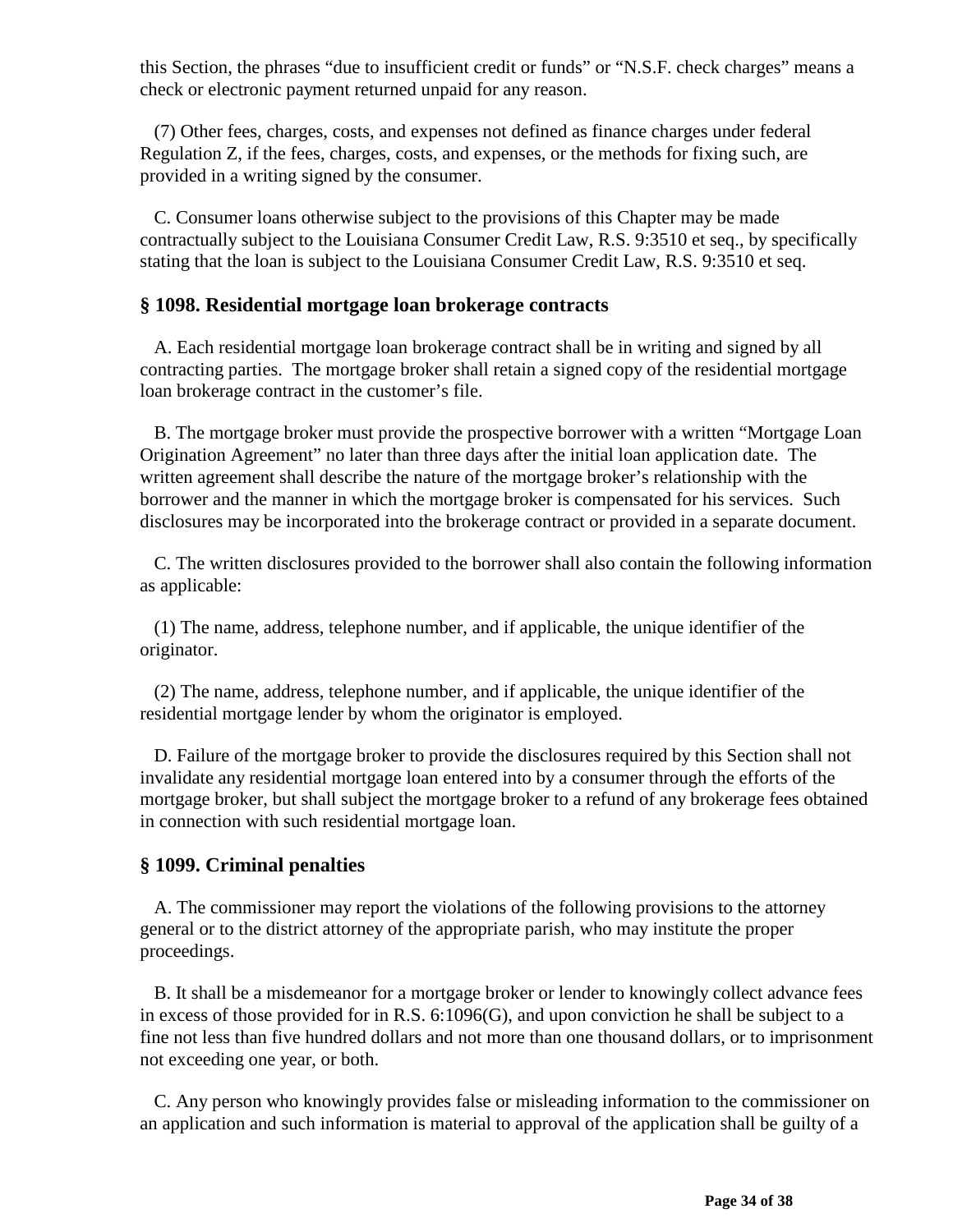this Section, the phrases "due to insufficient credit or funds" or "N.S.F. check charges" means a check or electronic payment returned unpaid for any reason.

(7) Other fees, charges, costs, and expenses not defined as finance charges under federal Regulation Z, if the fees, charges, costs, and expenses, or the methods for fixing such, are provided in a writing signed by the consumer.

C. Consumer loans otherwise subject to the provisions of this Chapter may be made contractually subject to the Louisiana Consumer Credit Law, R.S. 9:3510 et seq., by specifically stating that the loan is subject to the Louisiana Consumer Credit Law, R.S. 9:3510 et seq.

### § 1098. Residential mortgage loan brokerage contracts

A. Each residential mortgage loan brokerage contract shall be in writing and signed by all contracting parties. The mortgage broker shall retain a signed copy of the residential mortgage loan brokerage contract in the customer's file.

B. The mortgage broker must provide the prospective borrower with a written "Mortgage Loan Origination Agreement" no later than three days after the initial loan application date. The written agreement shall describe the nature of the mortgage broker's relationship with the borrower and the manner in which the mortgage broker is compensated for his services. Such disclosures may be incorporated into the brokerage contract or provided in a separate document.

C. The written disclosures provided to the borrower shall also contain the following information as applicable:

(1) The name, address, telephone number, and if applicable, the unique identifier of the originator.

(2) The name, address, telephone number, and if applicable, the unique identifier of the residential mortgage lender by whom the originator is employed.

D. Failure of the mortgage broker to provide the disclosures required by this Section shall not invalidate any residential mortgage loan entered into by a consumer through the efforts of the mortgage broker, but shall subject the mortgage broker to a refund of any brokerage fees obtained in connection with such residential mortgage loan.

### § 1099. Criminal penalties

A. The commissioner may report the violations of the following provisions to the attorney general or to the district attorney of the appropriate parish, who may institute the proper proceedings.

B. It shall be a misdemeanor for a mortgage broker or lender to knowingly collect advance fees in excess of those provided for in R.S. 6:1096(G), and upon conviction he shall be subject to a fine not less than five hundred dollars and not more than one thousand dollars, or to imprisonment not exceeding one year, or both.

C. Any person who knowingly provides false or misleading information to the commissioner on an application and such information is material to approval of the application shall be guilty of a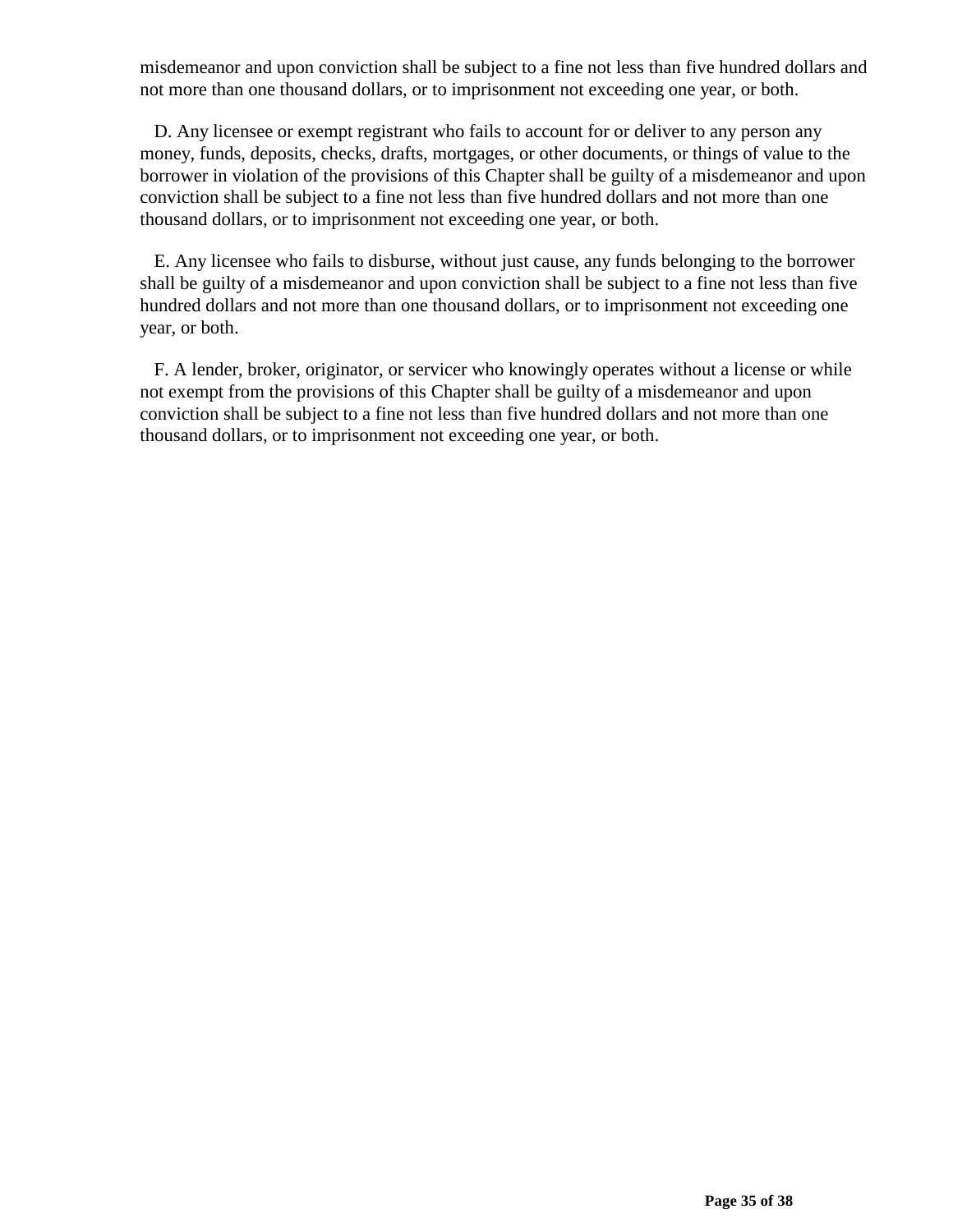misdemeanor and upon conviction shall be subject to a fine not less than five hundred dollars and not more than one thousand dollars, or to imprisonment not exceeding one year, or both.

D. Any licensee or exempt registrant who fails to account for or deliver to any person any money, funds, deposits, checks, drafts, mortgages, or other documents, or things of value to the borrower in violation of the provisions of this Chapter shall be guilty of a misdemeanor and upon conviction shall be subject to a fine not less than five hundred dollars and not more than one thousand dollars, or to imprisonment not exceeding one year, or both.

E. Any licensee who fails to disburse, without just cause, any funds belonging to the borrower shall be guilty of a misdemeanor and upon conviction shall be subject to a fine not less than five hundred dollars and not more than one thousand dollars, or to imprisonment not exceeding one year, or both.

F. A lender, broker, originator, or servicer who knowingly operates without a license or while not exempt from the provisions of this Chapter shall be guilty of a misdemeanor and upon conviction shall be subject to a fine not less than five hundred dollars and not more than one thousand dollars, or to imprisonment not exceeding one year, or both.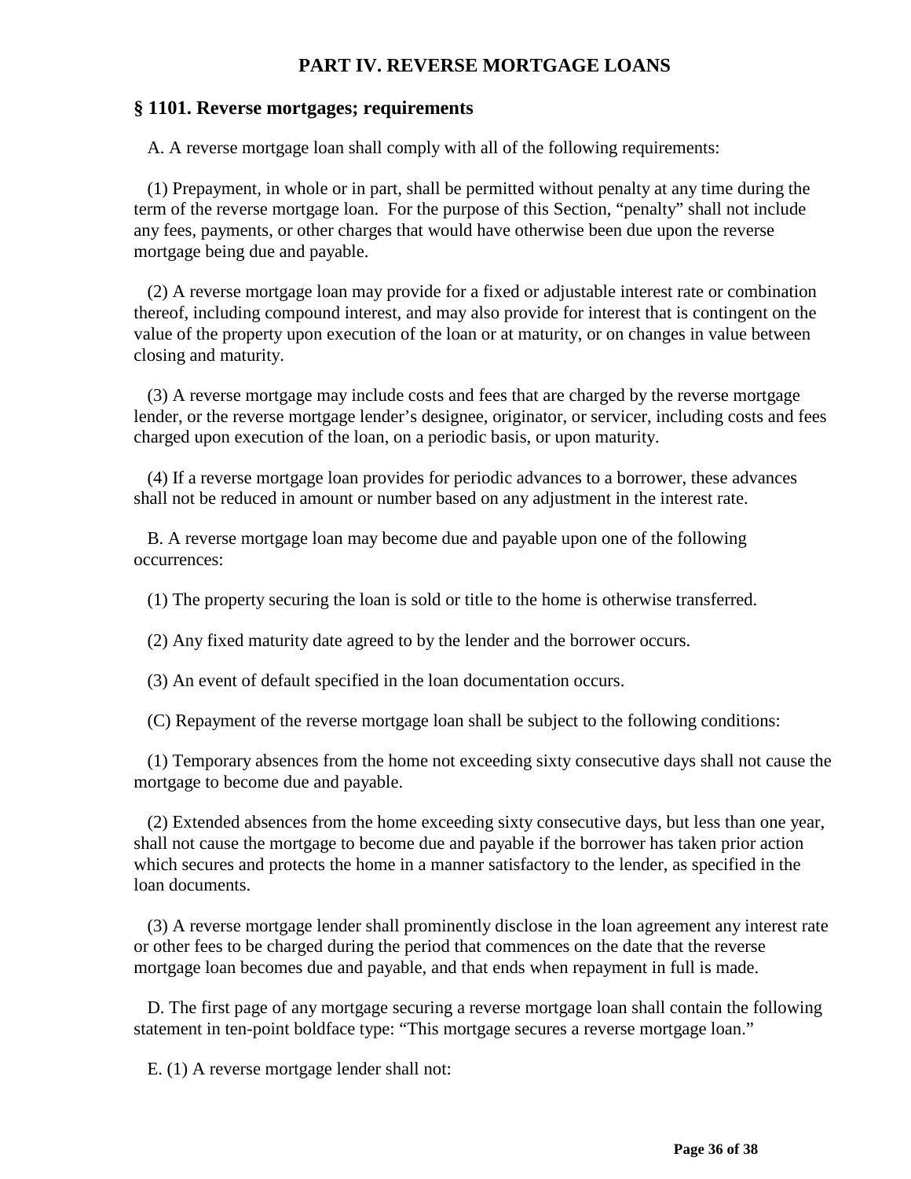## PART IV. REVERSE MORTGAGE LOANS

### § 1101. Reverse mortgages; requirements

A. A reverse mortgage loan shall comply with all of the following requirements:

(1) Prepayment, in whole or in part, shall be permitted without penalty at any time during the term of the reverse mortgage loan. For the purpose of this Section, "penalty" shall not include any fees, payments, or other charges that would have otherwise been due upon the reverse mortgage being due and payable.

(2) A reverse mortgage loan may provide for a fixed or adjustable interest rate or combination thereof, including compound interest, and may also provide for interest that is contingent on the value of the property upon execution of the loan or at maturity, or on changes in value between closing and maturity.

(3) A reverse mortgage may include costs and fees that are charged by the reverse mortgage lender, or the reverse mortgage lender's designee, originator, or servicer, including costs and fees charged upon execution of the loan, on a periodic basis, or upon maturity.

(4) If a reverse mortgage loan provides for periodic advances to a borrower, these advances shall not be reduced in amount or number based on any adjustment in the interest rate.

B. A reverse mortgage loan may become due and payable upon one of the following occurrences:

(1) The property securing the loan is sold or title to the home is otherwise transferred.

(2) Any fixed maturity date agreed to by the lender and the borrower occurs.

(3) An event of default specified in the loan documentation occurs.

(C) Repayment of the reverse mortgage loan shall be subject to the following conditions:

(1) Temporary absences from the home not exceeding sixty consecutive days shall not cause the mortgage to become due and payable.

(2) Extended absences from the home exceeding sixty consecutive days, but less than one year, shall not cause the mortgage to become due and payable if the borrower has taken prior action which secures and protects the home in a manner satisfactory to the lender, as specified in the loan documents.

(3) A reverse mortgage lender shall prominently disclose in the loan agreement any interest rate or other fees to be charged during the period that commences on the date that the reverse mortgage loan becomes due and payable, and that ends when repayment in full is made.

D. The first page of any mortgage securing a reverse mortgage loan shall contain the following statement in ten-point boldface type: "This mortgage secures a reverse mortgage loan."

E. (1) A reverse mortgage lender shall not: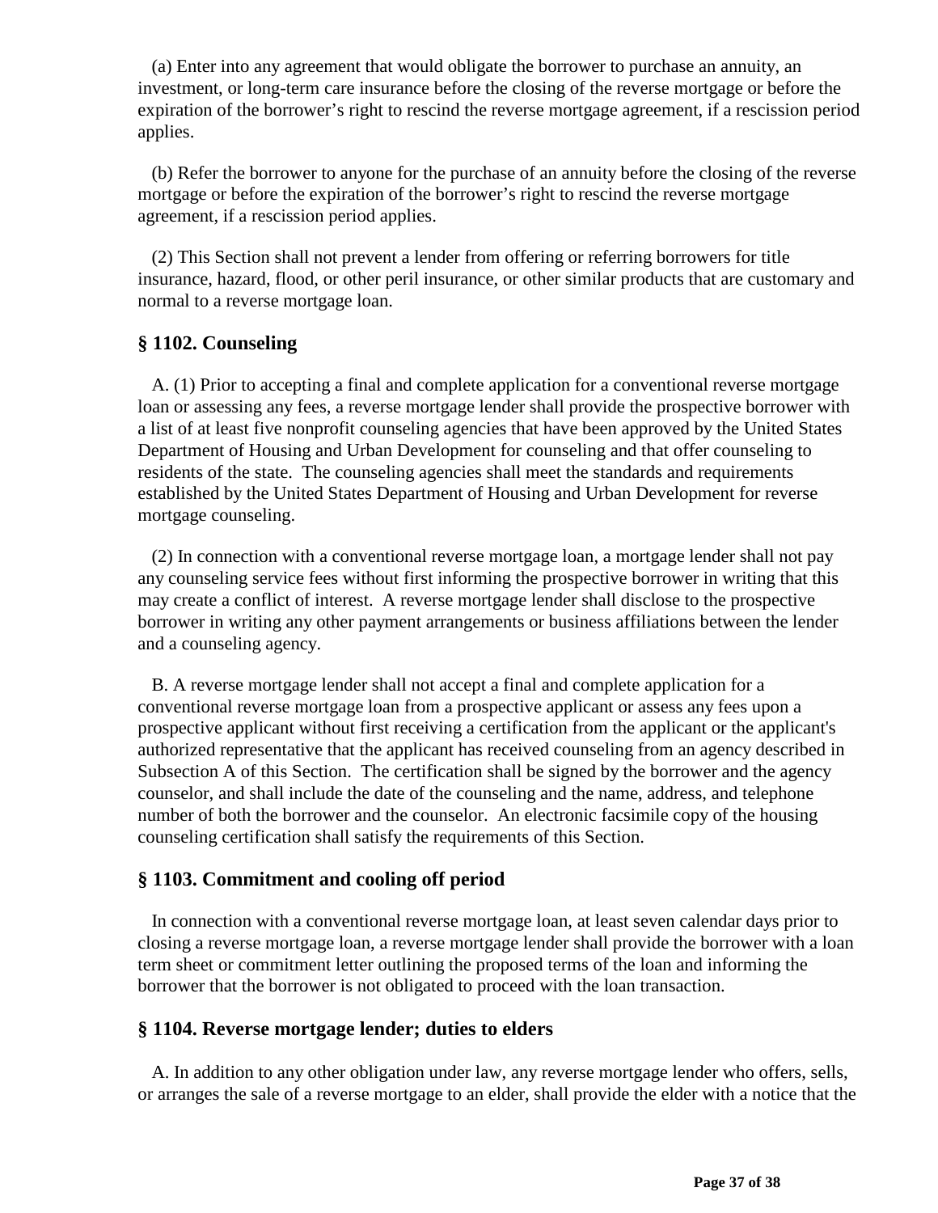(a) Enter into any agreement that would obligate the borrower to purchase an annuity, an investment, or long-term care insurance before the closing of the reverse mortgage or before the expiration of the borrower's right to rescind the reverse mortgage agreement, if a rescission period applies.

(b) Refer the borrower to anyone for the purchase of an annuity before the closing of the reverse mortgage or before the expiration of the borrower's right to rescind the reverse mortgage agreement, if a rescission period applies.

(2) This Section shall not prevent a lender from offering or referring borrowers for title insurance, hazard, flood, or other peril insurance, or other similar products that are customary and normal to a reverse mortgage loan.

### § 1102. Counseling

A. (1) Prior to accepting a final and complete application for a conventional reverse mortgage loan or assessing any fees, a reverse mortgage lender shall provide the prospective borrower with a list of at least five nonprofit counseling agencies that have been approved by the United States Department of Housing and Urban Development for counseling and that offer counseling to residents of the state. The counseling agencies shall meet the standards and requirements established by the United States Department of Housing and Urban Development for reverse mortgage counseling.

(2) In connection with a conventional reverse mortgage loan, a mortgage lender shall not pay any counseling service fees without first informing the prospective borrower in writing that this may create a conflict of interest. A reverse mortgage lender shall disclose to the prospective borrower in writing any other payment arrangements or business affiliations between the lender and a counseling agency.

B. A reverse mortgage lender shall not accept a final and complete application for a conventional reverse mortgage loan from a prospective applicant or assess any fees upon a prospective applicant without first receiving a certification from the applicant or the applicant's authorized representative that the applicant has received counseling from an agency described in Subsection A of this Section. The certification shall be signed by the borrower and the agency counselor, and shall include the date of the counseling and the name, address, and telephone number of both the borrower and the counselor. An electronic facsimile copy of the housing counseling certification shall satisfy the requirements of this Section.

### § 1103. Commitment and cooling off period

In connection with a conventional reverse mortgage loan, at least seven calendar days prior to closing a reverse mortgage loan, a reverse mortgage lender shall provide the borrower with a loan term sheet or commitment letter outlining the proposed terms of the loan and informing the borrower that the borrower is not obligated to proceed with the loan transaction.

### § 1104. Reverse mortgage lender; duties to elders

A. In addition to any other obligation under law, any reverse mortgage lender who offers, sells, or arranges the sale of a reverse mortgage to an elder, shall provide the elder with a notice that the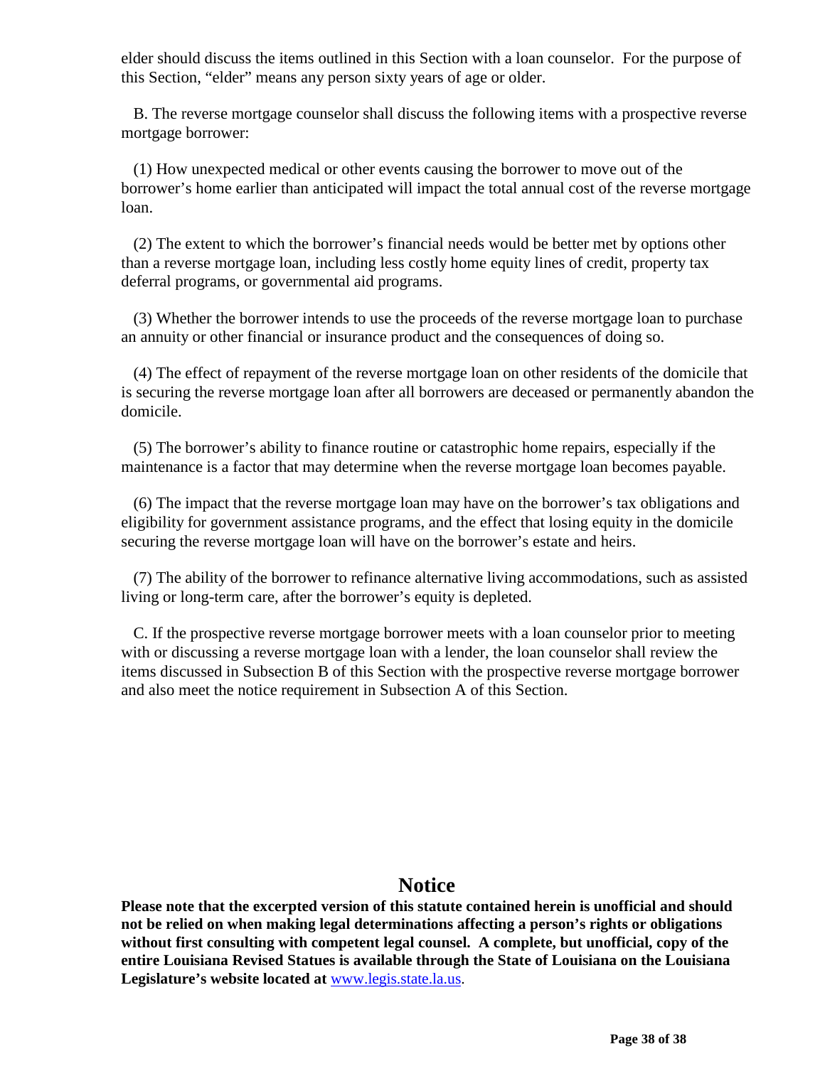elder should discuss the items outlined in this Section with a loan counselor. For the purpose of this Section, "elder" means any person sixty years of age or older.

B. The reverse mortgage counselor shall discuss the following items with a prospective reverse mortgage borrower:

(1) How unexpected medical or other events causing the borrower to move out of the borrower's home earlier than anticipated will impact the total annual cost of the reverse mortgage loan.

(2) The extent to which the borrower's financial needs would be better met by options other than a reverse mortgage loan, including less costly home equity lines of credit, property tax deferral programs, or governmental aid programs.

(3) Whether the borrower intends to use the proceeds of the reverse mortgage loan to purchase an annuity or other financial or insurance product and the consequences of doing so.

(4) The effect of repayment of the reverse mortgage loan on other residents of the domicile that is securing the reverse mortgage loan after all borrowers are deceased or permanently abandon the domicile.

(5) The borrower's ability to finance routine or catastrophic home repairs, especially if the maintenance is a factor that may determine when the reverse mortgage loan becomes payable.

(6) The impact that the reverse mortgage loan may have on the borrower's tax obligations and eligibility for government assistance programs, and the effect that losing equity in the domicile securing the reverse mortgage loan will have on the borrower's estate and heirs.

(7) The ability of the borrower to refinance alternative living accommodations, such as assisted living or long-term care, after the borrower's equity is depleted.

C. If the prospective reverse mortgage borrower meets with a loan counselor prior to meeting with or discussing a reverse mortgage loan with a lender, the loan counselor shall review the items discussed in Subsection B of this Section with the prospective reverse mortgage borrower and also meet the notice requirement in Subsection A of this Section.

## Notice

**Please note that the excerpted version of this statute contained herein is unofficial and should not be relied on when making legal determinations affecting a person's rights or obligations without first consulting with competent legal counsel. A complete, but unofficial, copy of the entire Louisiana Revised Statues is available through the State of Louisiana on the Louisiana Legislature's website located at** www.legis.state.la.us.